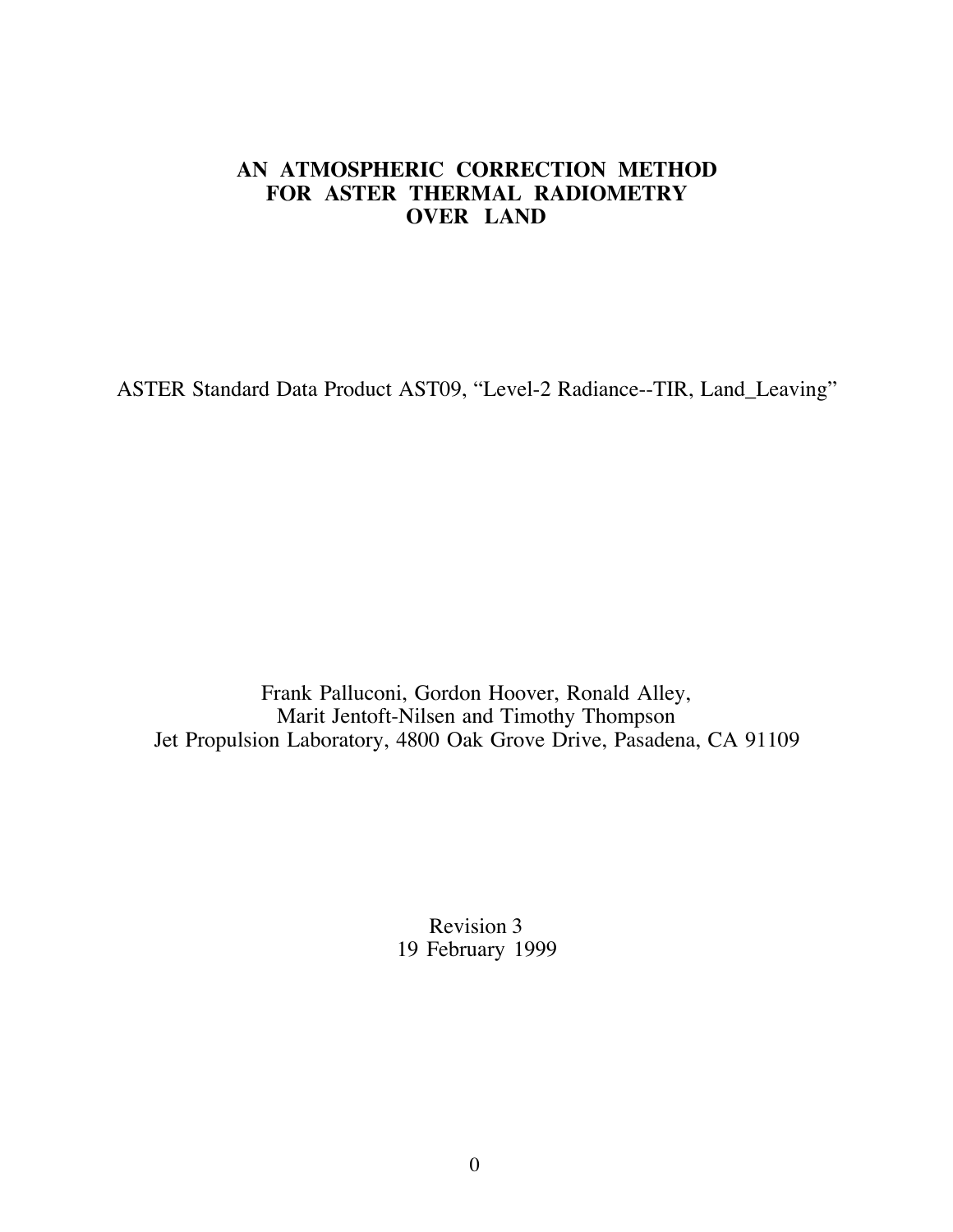# AN ATMOSPHERIC CORRECTION METHOD FOR ASTER THERMAL RADIOMETRY OVER LAND

ASTER Standard Data Product AST09, "Level-2 Radiance--TIR, Land_Leaving"

Frank Palluconi, Gordon Hoover, Ronald Alley,
Marit Jentoft-Nilsen and Timothy Thompson
Jet Propulsion Laboratory, 4800 Oak Grove Drive, Pasadena, CA 91109

Revision 3
19 February 1999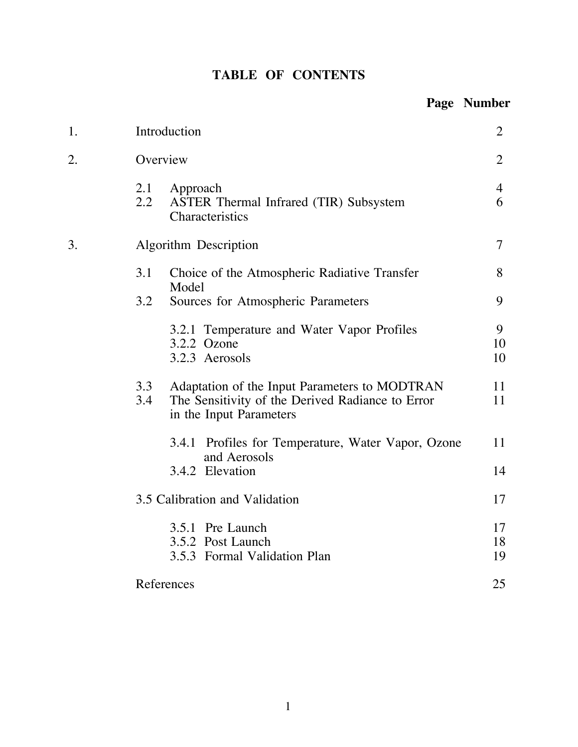# TABLE OF CONTENTS

| | | Page Number |
|---|---|---|
| 1. | Introduction | 2 |
| 2. | Overview | 2 |
| | 2.1 Approach | 4 |
| | 2.2 ASTER Thermal Infrared (TIR) Subsystem Characteristics | 6 |
| 3. | Algorithm Description | 7 |
| | 3.1 Choice of the Atmospheric Radiative Transfer Model | 8 |
| | 3.2 Sources for Atmospheric Parameters | 9 |
| | 3.2.1 Temperature and Water Vapor Profiles | 9 |
| | 3.2.2 Ozone | 10 |
| | 3.2.3 Aerosols | 10 |
| | 3.3 Adaptation of the Input Parameters to MODTRAN | 11 |
| | 3.4 The Sensitivity of the Derived Radiance to Error in the Input Parameters | 11 |
| | 3.4.1 Profiles for Temperature, Water Vapor, Ozone and Aerosols | 11 |
| | 3.4.2 Elevation | 14 |
| | 3.5 Calibration and Validation | 17 |
| | 3.5.1 Pre Launch | 17 |
| | 3.5.2 Post Launch | 18 |
| | 3.5.3 Formal Validation Plan | 19 |
| | References | 25 |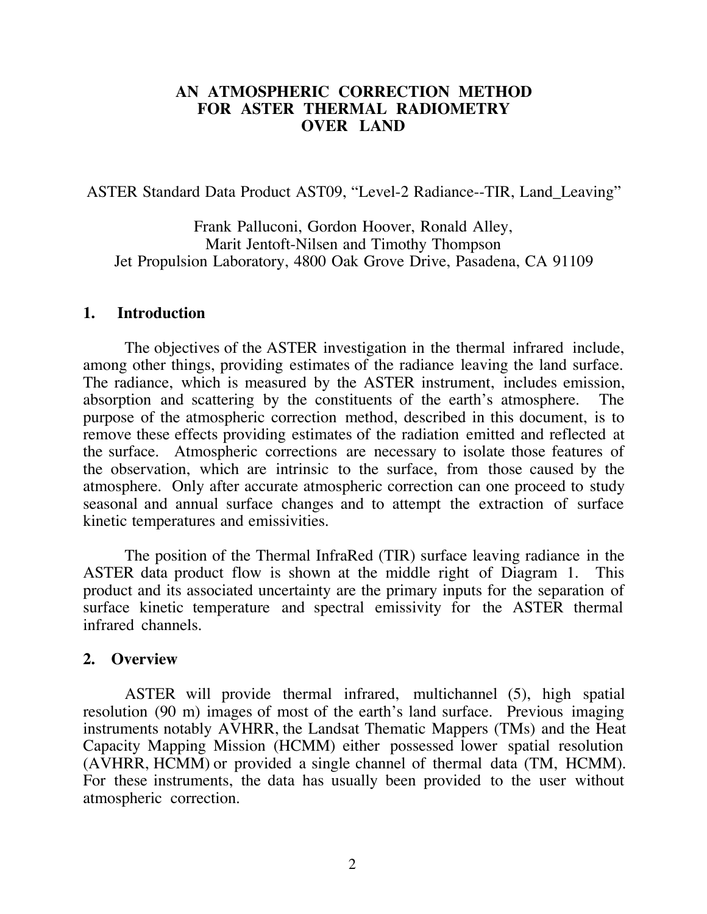# AN ATMOSPHERIC CORRECTION METHOD FOR ASTER THERMAL RADIOMETRY OVER LAND

ASTER Standard Data Product AST09, "Level-2 Radiance--TIR, Land_Leaving"

Frank Palluconi, Gordon Hoover, Ronald Alley,
Marit Jentoft-Nilsen and Timothy Thompson
Jet Propulsion Laboratory, 4800 Oak Grove Drive, Pasadena, CA 91109

## 1. Introduction

The objectives of the ASTER investigation in the thermal infrared include, among other things, providing estimates of the radiance leaving the land surface. The radiance, which is measured by the ASTER instrument, includes emission, absorption and scattering by the constituents of the earth's atmosphere. The purpose of the atmospheric correction method, described in this document, is to remove these effects providing estimates of the radiation emitted and reflected at the surface. Atmospheric corrections are necessary to isolate those features of the observation, which are intrinsic to the surface, from those caused by the atmosphere. Only after accurate atmospheric correction can one proceed to study seasonal and annual surface changes and to attempt the extraction of surface kinetic temperatures and emissivities.

The position of the Thermal InfraRed (TIR) surface leaving radiance in the ASTER data product flow is shown at the middle right of Diagram 1. This product and its associated uncertainty are the primary inputs for the separation of surface kinetic temperature and spectral emissivity for the ASTER thermal infrared channels.

## 2. Overview

ASTER will provide thermal infrared, multichannel (5), high spatial resolution (90 m) images of most of the earth's land surface. Previous imaging instruments notably AVHRR, the Landsat Thematic Mappers (TMs) and the Heat Capacity Mapping Mission (HCMM) either possessed lower spatial resolution (AVHRR, HCMM) or provided a single channel of thermal data (TM, HCMM). For these instruments, the data has usually been provided to the user without atmospheric correction.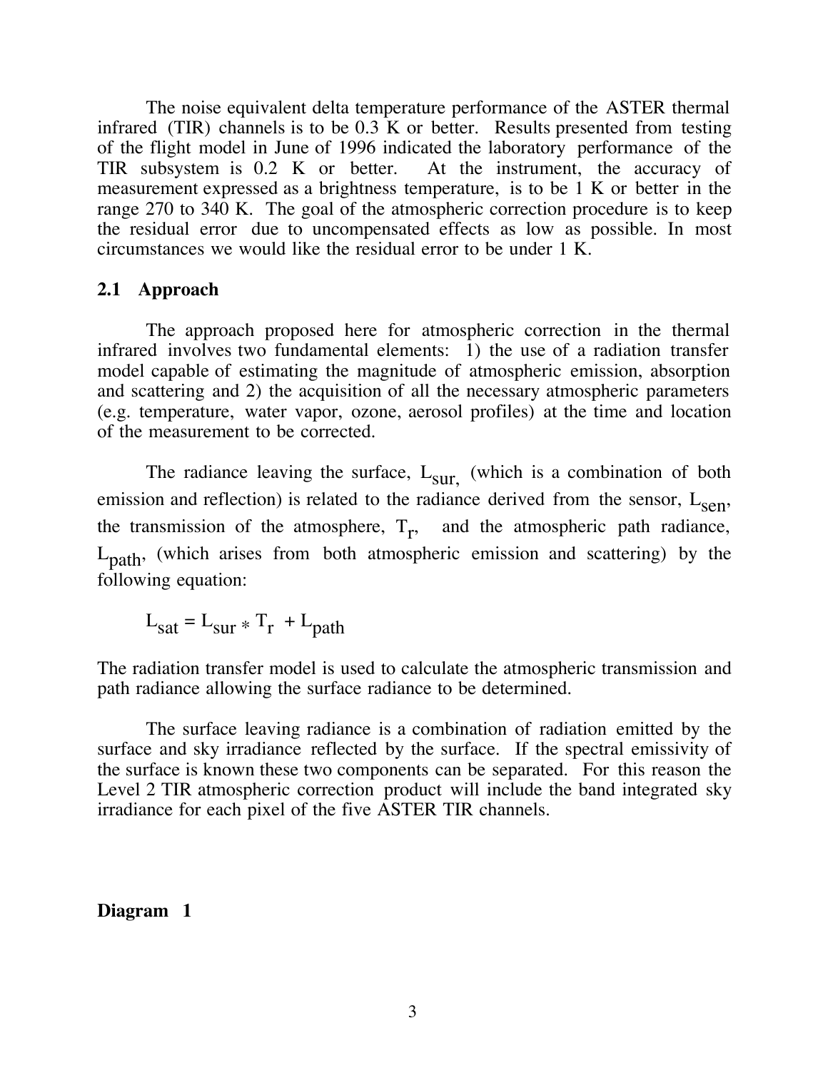The noise equivalent delta temperature performance of the ASTER thermal infrared (TIR) channels is to be 0.3 K or better. Results presented from testing of the flight model in June of 1996 indicated the laboratory performance of the TIR subsystem is 0.2 K or better. At the instrument, the accuracy of measurement expressed as a brightness temperature, is to be 1 K or better in the range 270 to 340 K. The goal of the atmospheric correction procedure is to keep the residual error due to uncompensated effects as low as possible. In most circumstances we would like the residual error to be under 1 K.

## 2.1 Approach

The approach proposed here for atmospheric correction in the thermal infrared involves two fundamental elements: 1) the use of a radiation transfer model capable of estimating the magnitude of atmospheric emission, absorption and scattering and 2) the acquisition of all the necessary atmospheric parameters (e.g. temperature, water vapor, ozone, aerosol profiles) at the time and location of the measurement to be corrected.

The radiance leaving the surface, $L_{sur,}$ (which is a combination of both emission and reflection) is related to the radiance derived from the sensor, $L_{sen}$, the transmission of the atmosphere, $T_r$, and the atmospheric path radiance, $L_{path}$, (which arises from both atmospheric emission and scattering) by the following equation:

$$L_{sat} = L_{sur} * T_r + L_{path}$$

The radiation transfer model is used to calculate the atmospheric transmission and path radiance allowing the surface radiance to be determined.

The surface leaving radiance is a combination of radiation emitted by the surface and sky irradiance reflected by the surface. If the spectral emissivity of the surface is known these two components can be separated. For this reason the Level 2 TIR atmospheric correction product will include the band integrated sky irradiance for each pixel of the five ASTER TIR channels.

**Diagram 1**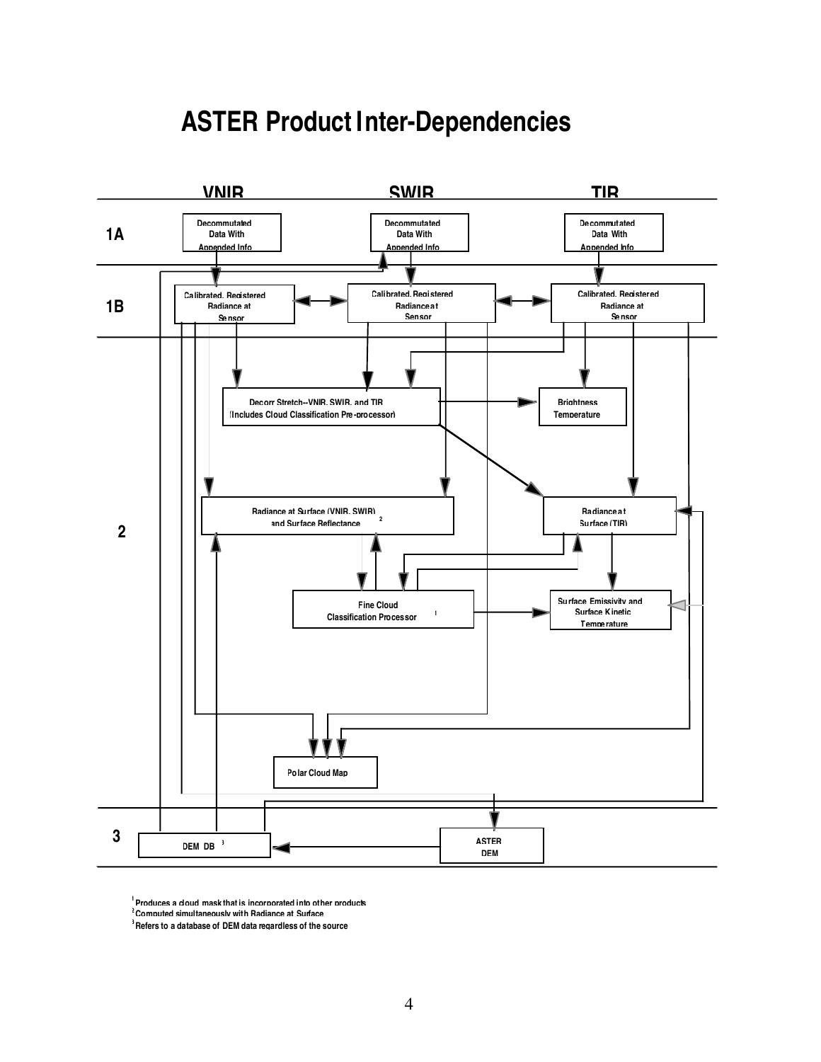# ASTER Product Inter-Dependencies

| | VNIR | SWIR | TIR |
|---|---|---|---|
| 1A | Decommutated Data With Appended Info | Decommutated Data With Appended Info | Decommutated Data With Appended Info |
| 1B | Calibrated, Registered Radiance at Sensor | Calibrated, Registered Radiance at Sensor | Calibrated, Registered Radiance at Sensor |

**Level 2:**

- Decorr Stretch--VNIR, SWIR, and TIR (Includes Cloud Classification Pre-processor)
- Brightness Temperature
- Radiance at Surface (VNIR, SWIR) and Surface Reflectance [2]
- Radiance at Surface (TIR)
- Fine Cloud Classification Processor [1]
- Surface Emissivity and Surface Kinetic Temperature
- Polar Cloud Map

**Level 3:**

- DEM DB [3]
- ASTER DEM

[1] Produces a cloud mask that is incorporated into other products

[2] Computed simultaneously with Radiance at Surface

[3] Refers to a database of DEM data regardless of the source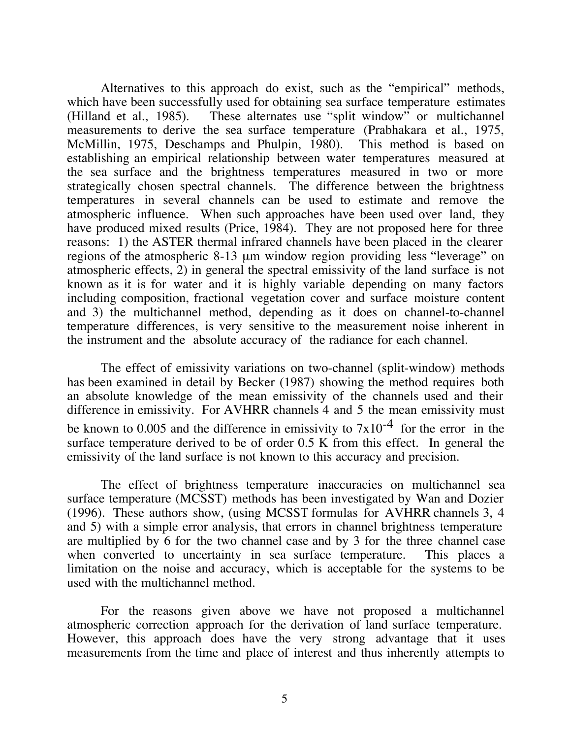Alternatives to this approach do exist, such as the "empirical" methods, which have been successfully used for obtaining sea surface temperature estimates (Hilland et al., 1985). These alternates use "split window" or multichannel measurements to derive the sea surface temperature (Prabhakara et al., 1975, McMillin, 1975, Deschamps and Phulpin, 1980). This method is based on establishing an empirical relationship between water temperatures measured at the sea surface and the brightness temperatures measured in two or more strategically chosen spectral channels. The difference between the brightness temperatures in several channels can be used to estimate and remove the atmospheric influence. When such approaches have been used over land, they have produced mixed results (Price, 1984). They are not proposed here for three reasons: 1) the ASTER thermal infrared channels have been placed in the clearer regions of the atmospheric 8-13 μm window region providing less "leverage" on atmospheric effects, 2) in general the spectral emissivity of the land surface is not known as it is for water and it is highly variable depending on many factors including composition, fractional vegetation cover and surface moisture content and 3) the multichannel method, depending as it does on channel-to-channel temperature differences, is very sensitive to the measurement noise inherent in the instrument and the absolute accuracy of the radiance for each channel.

The effect of emissivity variations on two-channel (split-window) methods has been examined in detail by Becker (1987) showing the method requires both an absolute knowledge of the mean emissivity of the channels used and their difference in emissivity. For AVHRR channels 4 and 5 the mean emissivity must be known to 0.005 and the difference in emissivity to $7 \times 10^{-4}$ for the error in the surface temperature derived to be of order 0.5 K from this effect. In general the emissivity of the land surface is not known to this accuracy and precision.

The effect of brightness temperature inaccuracies on multichannel sea surface temperature (MCSST) methods has been investigated by Wan and Dozier (1996). These authors show, (using MCSST formulas for AVHRR channels 3, 4 and 5) with a simple error analysis, that errors in channel brightness temperature are multiplied by 6 for the two channel case and by 3 for the three channel case when converted to uncertainty in sea surface temperature. This places a limitation on the noise and accuracy, which is acceptable for the systems to be used with the multichannel method.

For the reasons given above we have not proposed a multichannel atmospheric correction approach for the derivation of land surface temperature. However, this approach does have the very strong advantage that it uses measurements from the time and place of interest and thus inherently attempts to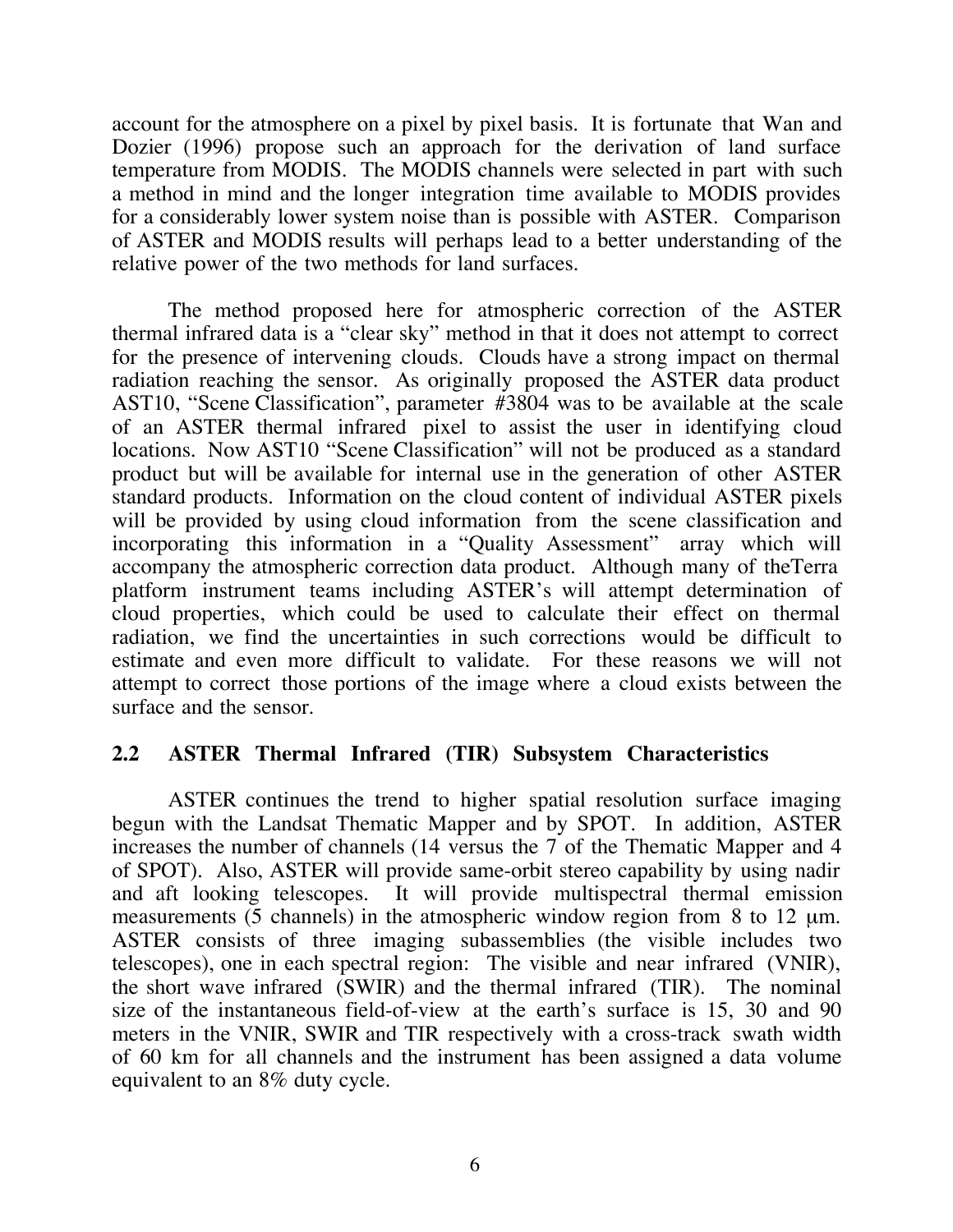account for the atmosphere on a pixel by pixel basis. It is fortunate that Wan and Dozier (1996) propose such an approach for the derivation of land surface temperature from MODIS. The MODIS channels were selected in part with such a method in mind and the longer integration time available to MODIS provides for a considerably lower system noise than is possible with ASTER. Comparison of ASTER and MODIS results will perhaps lead to a better understanding of the relative power of the two methods for land surfaces.

The method proposed here for atmospheric correction of the ASTER thermal infrared data is a "clear sky" method in that it does not attempt to correct for the presence of intervening clouds. Clouds have a strong impact on thermal radiation reaching the sensor. As originally proposed the ASTER data product AST10, "Scene Classification", parameter #3804 was to be available at the scale of an ASTER thermal infrared pixel to assist the user in identifying cloud locations. Now AST10 "Scene Classification" will not be produced as a standard product but will be available for internal use in the generation of other ASTER standard products. Information on the cloud content of individual ASTER pixels will be provided by using cloud information from the scene classification and incorporating this information in a "Quality Assessment" array which will accompany the atmospheric correction data product. Although many of theTerra platform instrument teams including ASTER's will attempt determination of cloud properties, which could be used to calculate their effect on thermal radiation, we find the uncertainties in such corrections would be difficult to estimate and even more difficult to validate. For these reasons we will not attempt to correct those portions of the image where a cloud exists between the surface and the sensor.

## 2.2 ASTER Thermal Infrared (TIR) Subsystem Characteristics

ASTER continues the trend to higher spatial resolution surface imaging begun with the Landsat Thematic Mapper and by SPOT. In addition, ASTER increases the number of channels (14 versus the 7 of the Thematic Mapper and 4 of SPOT). Also, ASTER will provide same-orbit stereo capability by using nadir and aft looking telescopes. It will provide multispectral thermal emission measurements (5 channels) in the atmospheric window region from 8 to 12 μm. ASTER consists of three imaging subassemblies (the visible includes two telescopes), one in each spectral region: The visible and near infrared (VNIR), the short wave infrared (SWIR) and the thermal infrared (TIR). The nominal size of the instantaneous field-of-view at the earth's surface is 15, 30 and 90 meters in the VNIR, SWIR and TIR respectively with a cross-track swath width of 60 km for all channels and the instrument has been assigned a data volume equivalent to an 8% duty cycle.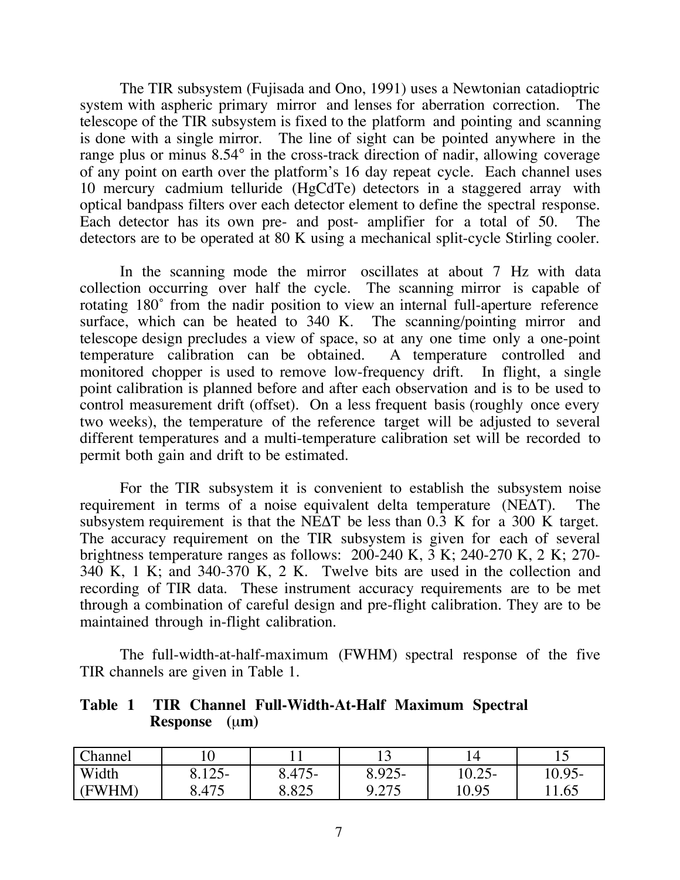The TIR subsystem (Fujisada and Ono, 1991) uses a Newtonian catadioptric system with aspheric primary mirror and lenses for aberration correction. The telescope of the TIR subsystem is fixed to the platform and pointing and scanning is done with a single mirror. The line of sight can be pointed anywhere in the range plus or minus 8.54° in the cross-track direction of nadir, allowing coverage of any point on earth over the platform's 16 day repeat cycle. Each channel uses 10 mercury cadmium telluride (HgCdTe) detectors in a staggered array with optical bandpass filters over each detector element to define the spectral response. Each detector has its own pre- and post- amplifier for a total of 50. The detectors are to be operated at 80 K using a mechanical split-cycle Stirling cooler.

In the scanning mode the mirror oscillates at about 7 Hz with data collection occurring over half the cycle. The scanning mirror is capable of rotating 180˚ from the nadir position to view an internal full-aperture reference surface, which can be heated to 340 K. The scanning/pointing mirror and telescope design precludes a view of space, so at any one time only a one-point temperature calibration can be obtained. A temperature controlled and monitored chopper is used to remove low-frequency drift. In flight, a single point calibration is planned before and after each observation and is to be used to control measurement drift (offset). On a less frequent basis (roughly once every two weeks), the temperature of the reference target will be adjusted to several different temperatures and a multi-temperature calibration set will be recorded to permit both gain and drift to be estimated.

For the TIR subsystem it is convenient to establish the subsystem noise requirement in terms of a noise equivalent delta temperature (NEΔT). The subsystem requirement is that the NEΔT be less than 0.3 K for a 300 K target. The accuracy requirement on the TIR subsystem is given for each of several brightness temperature ranges as follows: 200-240 K, 3 K; 240-270 K, 2 K; 270-340 K, 1 K; and 340-370 K, 2 K. Twelve bits are used in the collection and recording of TIR data. These instrument accuracy requirements are to be met through a combination of careful design and pre-flight calibration. They are to be maintained through in-flight calibration.

The full-width-at-half-maximum (FWHM) spectral response of the five TIR channels are given in Table 1.

**Table 1 TIR Channel Full-Width-At-Half Maximum Spectral Response (μm)**

| Channel | 10 | 11 | 13 | 14 | 15 |
|---|---|---|---|---|---|
| Width (FWHM) | 8.125-8.475 | 8.475-8.825 | 8.925-9.275 | 10.25-10.95 | 10.95-11.65 |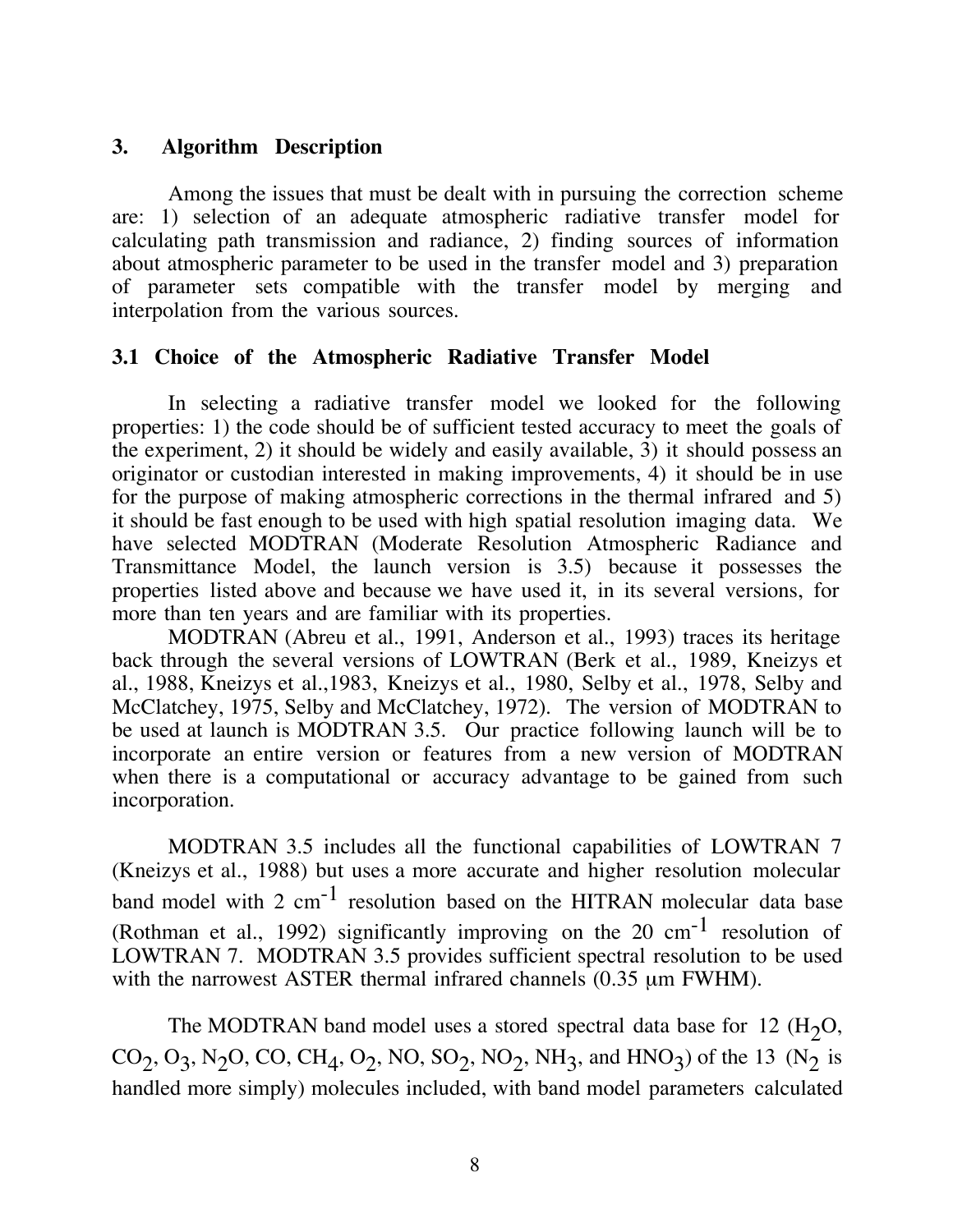## 3. Algorithm Description

Among the issues that must be dealt with in pursuing the correction scheme are: 1) selection of an adequate atmospheric radiative transfer model for calculating path transmission and radiance, 2) finding sources of information about atmospheric parameter to be used in the transfer model and 3) preparation of parameter sets compatible with the transfer model by merging and interpolation from the various sources.

### 3.1 Choice of the Atmospheric Radiative Transfer Model

In selecting a radiative transfer model we looked for the following properties: 1) the code should be of sufficient tested accuracy to meet the goals of the experiment, 2) it should be widely and easily available, 3) it should possess an originator or custodian interested in making improvements, 4) it should be in use for the purpose of making atmospheric corrections in the thermal infrared and 5) it should be fast enough to be used with high spatial resolution imaging data. We have selected MODTRAN (Moderate Resolution Atmospheric Radiance and Transmittance Model, the launch version is 3.5) because it possesses the properties listed above and because we have used it, in its several versions, for more than ten years and are familiar with its properties.

MODTRAN (Abreu et al., 1991, Anderson et al., 1993) traces its heritage back through the several versions of LOWTRAN (Berk et al., 1989, Kneizys et al., 1988, Kneizys et al.,1983, Kneizys et al., 1980, Selby et al., 1978, Selby and McClatchey, 1975, Selby and McClatchey, 1972). The version of MODTRAN to be used at launch is MODTRAN 3.5. Our practice following launch will be to incorporate an entire version or features from a new version of MODTRAN when there is a computational or accuracy advantage to be gained from such incorporation.

MODTRAN 3.5 includes all the functional capabilities of LOWTRAN 7 (Kneizys et al., 1988) but uses a more accurate and higher resolution molecular band model with 2 $cm^{-1}$ resolution based on the HITRAN molecular data base (Rothman et al., 1992) significantly improving on the 20 $cm^{-1}$ resolution of LOWTRAN 7. MODTRAN 3.5 provides sufficient spectral resolution to be used with the narrowest ASTER thermal infrared channels (0.35 μm FWHM).

The MODTRAN band model uses a stored spectral data base for 12 ($H_2O$, $CO_2$, $O_3$, $N_2O$, CO, $CH_4$, $O_2$, NO, $SO_2$, $NO_2$, $NH_3$, and $HNO_3$) of the 13 ($N_2$ is handled more simply) molecules included, with band model parameters calculated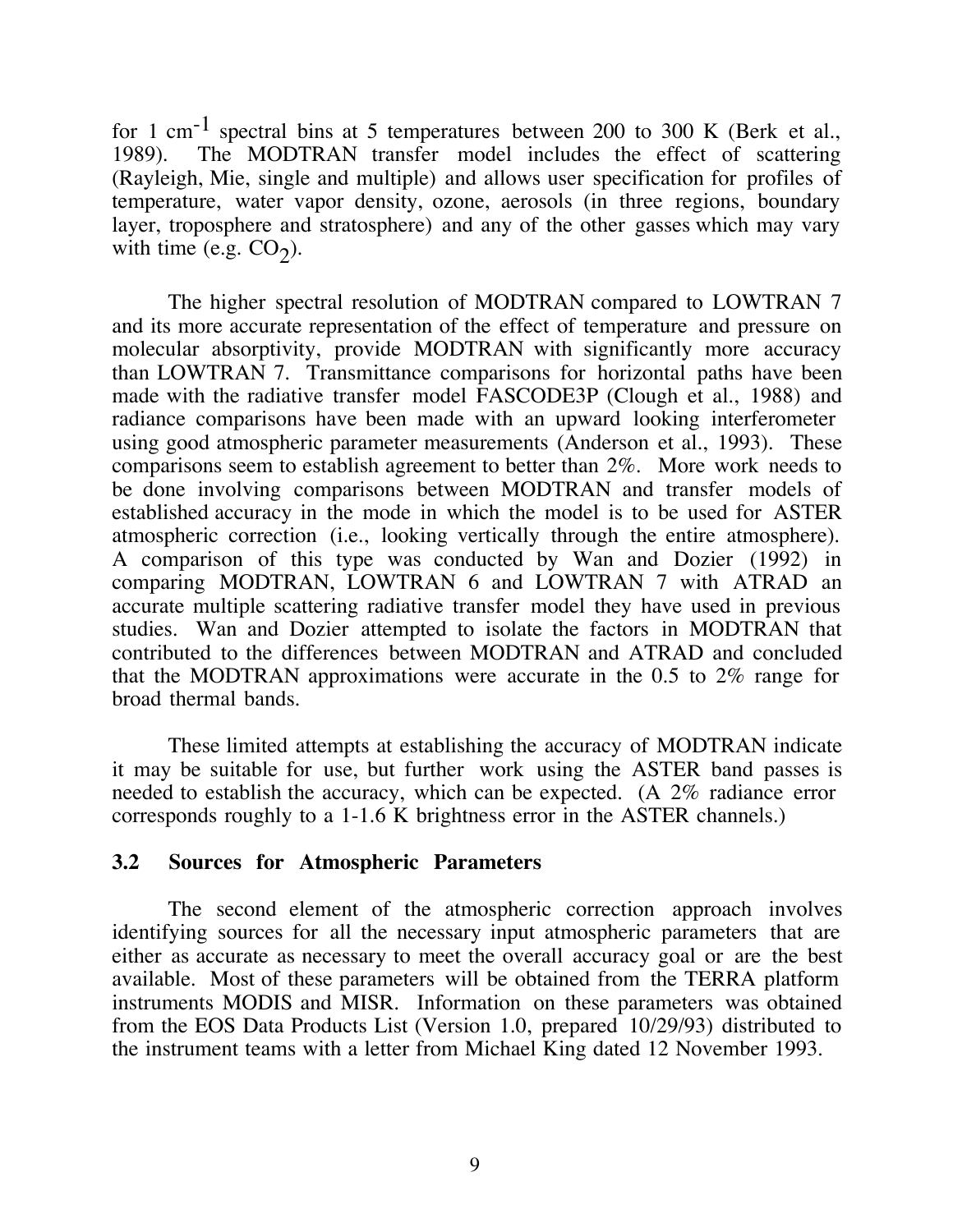for 1 $cm^{-1}$ spectral bins at 5 temperatures between 200 to 300 K (Berk et al., 1989). The MODTRAN transfer model includes the effect of scattering (Rayleigh, Mie, single and multiple) and allows user specification for profiles of temperature, water vapor density, ozone, aerosols (in three regions, boundary layer, troposphere and stratosphere) and any of the other gasses which may vary with time (e.g. $CO_2$).

The higher spectral resolution of MODTRAN compared to LOWTRAN 7 and its more accurate representation of the effect of temperature and pressure on molecular absorptivity, provide MODTRAN with significantly more accuracy than LOWTRAN 7. Transmittance comparisons for horizontal paths have been made with the radiative transfer model FASCODE3P (Clough et al., 1988) and radiance comparisons have been made with an upward looking interferometer using good atmospheric parameter measurements (Anderson et al., 1993). These comparisons seem to establish agreement to better than 2%. More work needs to be done involving comparisons between MODTRAN and transfer models of established accuracy in the mode in which the model is to be used for ASTER atmospheric correction (i.e., looking vertically through the entire atmosphere). A comparison of this type was conducted by Wan and Dozier (1992) in comparing MODTRAN, LOWTRAN 6 and LOWTRAN 7 with ATRAD an accurate multiple scattering radiative transfer model they have used in previous studies. Wan and Dozier attempted to isolate the factors in MODTRAN that contributed to the differences between MODTRAN and ATRAD and concluded that the MODTRAN approximations were accurate in the 0.5 to 2% range for broad thermal bands.

These limited attempts at establishing the accuracy of MODTRAN indicate it may be suitable for use, but further work using the ASTER band passes is needed to establish the accuracy, which can be expected. (A 2% radiance error corresponds roughly to a 1-1.6 K brightness error in the ASTER channels.)

### 3.2 Sources for Atmospheric Parameters

The second element of the atmospheric correction approach involves identifying sources for all the necessary input atmospheric parameters that are either as accurate as necessary to meet the overall accuracy goal or are the best available. Most of these parameters will be obtained from the TERRA platform instruments MODIS and MISR. Information on these parameters was obtained from the EOS Data Products List (Version 1.0, prepared 10/29/93) distributed to the instrument teams with a letter from Michael King dated 12 November 1993.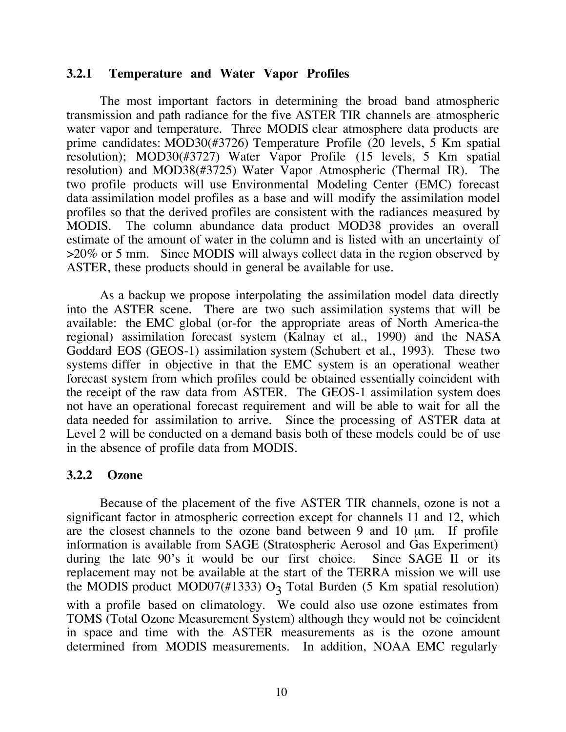### 3.2.1 Temperature and Water Vapor Profiles

The most important factors in determining the broad band atmospheric transmission and path radiance for the five ASTER TIR channels are atmospheric water vapor and temperature. Three MODIS clear atmosphere data products are prime candidates: MOD30(#3726) Temperature Profile (20 levels, 5 Km spatial resolution); MOD30(#3727) Water Vapor Profile (15 levels, 5 Km spatial resolution) and MOD38(#3725) Water Vapor Atmospheric (Thermal IR). The two profile products will use Environmental Modeling Center (EMC) forecast data assimilation model profiles as a base and will modify the assimilation model profiles so that the derived profiles are consistent with the radiances measured by MODIS. The column abundance data product MOD38 provides an overall estimate of the amount of water in the column and is listed with an uncertainty of >20% or 5 mm. Since MODIS will always collect data in the region observed by ASTER, these products should in general be available for use.

As a backup we propose interpolating the assimilation model data directly into the ASTER scene. There are two such assimilation systems that will be available: the EMC global (or-for the appropriate areas of North America-the regional) assimilation forecast system (Kalnay et al., 1990) and the NASA Goddard EOS (GEOS-1) assimilation system (Schubert et al., 1993). These two systems differ in objective in that the EMC system is an operational weather forecast system from which profiles could be obtained essentially coincident with the receipt of the raw data from ASTER. The GEOS-1 assimilation system does not have an operational forecast requirement and will be able to wait for all the data needed for assimilation to arrive. Since the processing of ASTER data at Level 2 will be conducted on a demand basis both of these models could be of use in the absence of profile data from MODIS.

### 3.2.2 Ozone

Because of the placement of the five ASTER TIR channels, ozone is not a significant factor in atmospheric correction except for channels 11 and 12, which are the closest channels to the ozone band between 9 and 10 μm. If profile information is available from SAGE (Stratospheric Aerosol and Gas Experiment) during the late 90's it would be our first choice. Since SAGE II or its replacement may not be available at the start of the TERRA mission we will use the MODIS product MOD07(#1333) $O_3$ Total Burden (5 Km spatial resolution) with a profile based on climatology. We could also use ozone estimates from TOMS (Total Ozone Measurement System) although they would not be coincident in space and time with the ASTER measurements as is the ozone amount determined from MODIS measurements. In addition, NOAA EMC regularly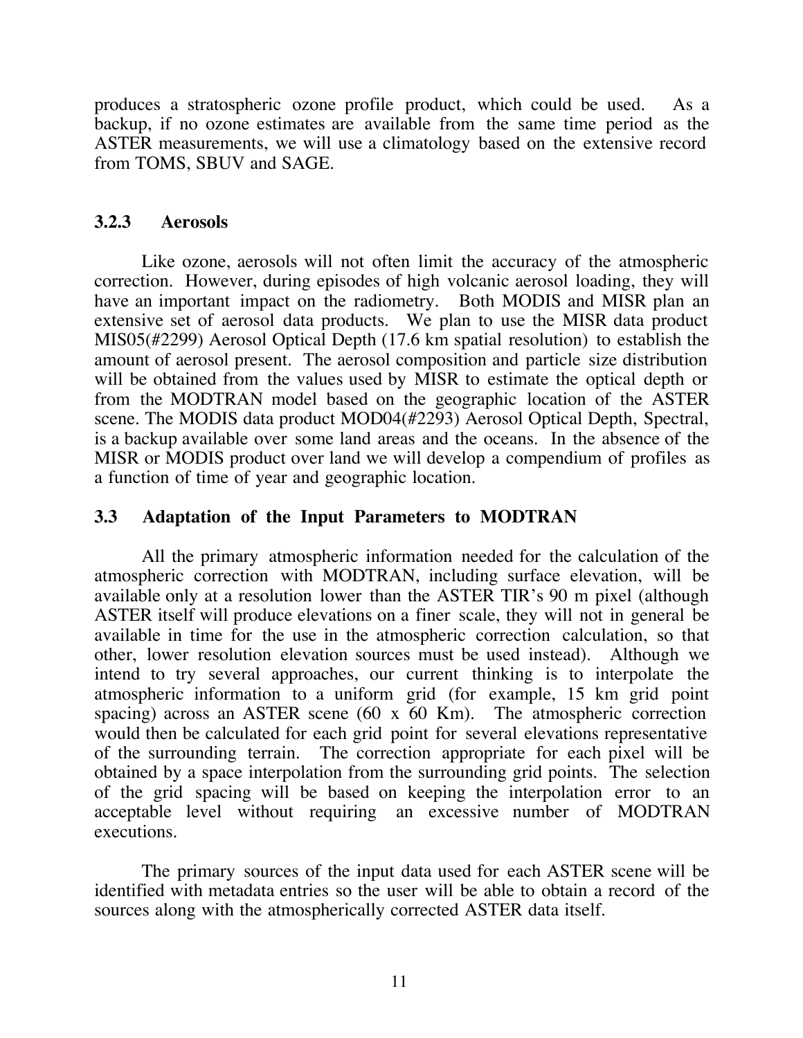produces a stratospheric ozone profile product, which could be used. As a backup, if no ozone estimates are available from the same time period as the ASTER measurements, we will use a climatology based on the extensive record from TOMS, SBUV and SAGE.

### 3.2.3 Aerosols

Like ozone, aerosols will not often limit the accuracy of the atmospheric correction. However, during episodes of high volcanic aerosol loading, they will have an important impact on the radiometry. Both MODIS and MISR plan an extensive set of aerosol data products. We plan to use the MISR data product MIS05(#2299) Aerosol Optical Depth (17.6 km spatial resolution) to establish the amount of aerosol present. The aerosol composition and particle size distribution will be obtained from the values used by MISR to estimate the optical depth or from the MODTRAN model based on the geographic location of the ASTER scene. The MODIS data product MOD04(#2293) Aerosol Optical Depth, Spectral, is a backup available over some land areas and the oceans. In the absence of the MISR or MODIS product over land we will develop a compendium of profiles as a function of time of year and geographic location.

## 3.3 Adaptation of the Input Parameters to MODTRAN

All the primary atmospheric information needed for the calculation of the atmospheric correction with MODTRAN, including surface elevation, will be available only at a resolution lower than the ASTER TIR's 90 m pixel (although ASTER itself will produce elevations on a finer scale, they will not in general be available in time for the use in the atmospheric correction calculation, so that other, lower resolution elevation sources must be used instead). Although we intend to try several approaches, our current thinking is to interpolate the atmospheric information to a uniform grid (for example, 15 km grid point spacing) across an ASTER scene (60 x 60 Km). The atmospheric correction would then be calculated for each grid point for several elevations representative of the surrounding terrain. The correction appropriate for each pixel will be obtained by a space interpolation from the surrounding grid points. The selection of the grid spacing will be based on keeping the interpolation error to an acceptable level without requiring an excessive number of MODTRAN executions.

The primary sources of the input data used for each ASTER scene will be identified with metadata entries so the user will be able to obtain a record of the sources along with the atmospherically corrected ASTER data itself.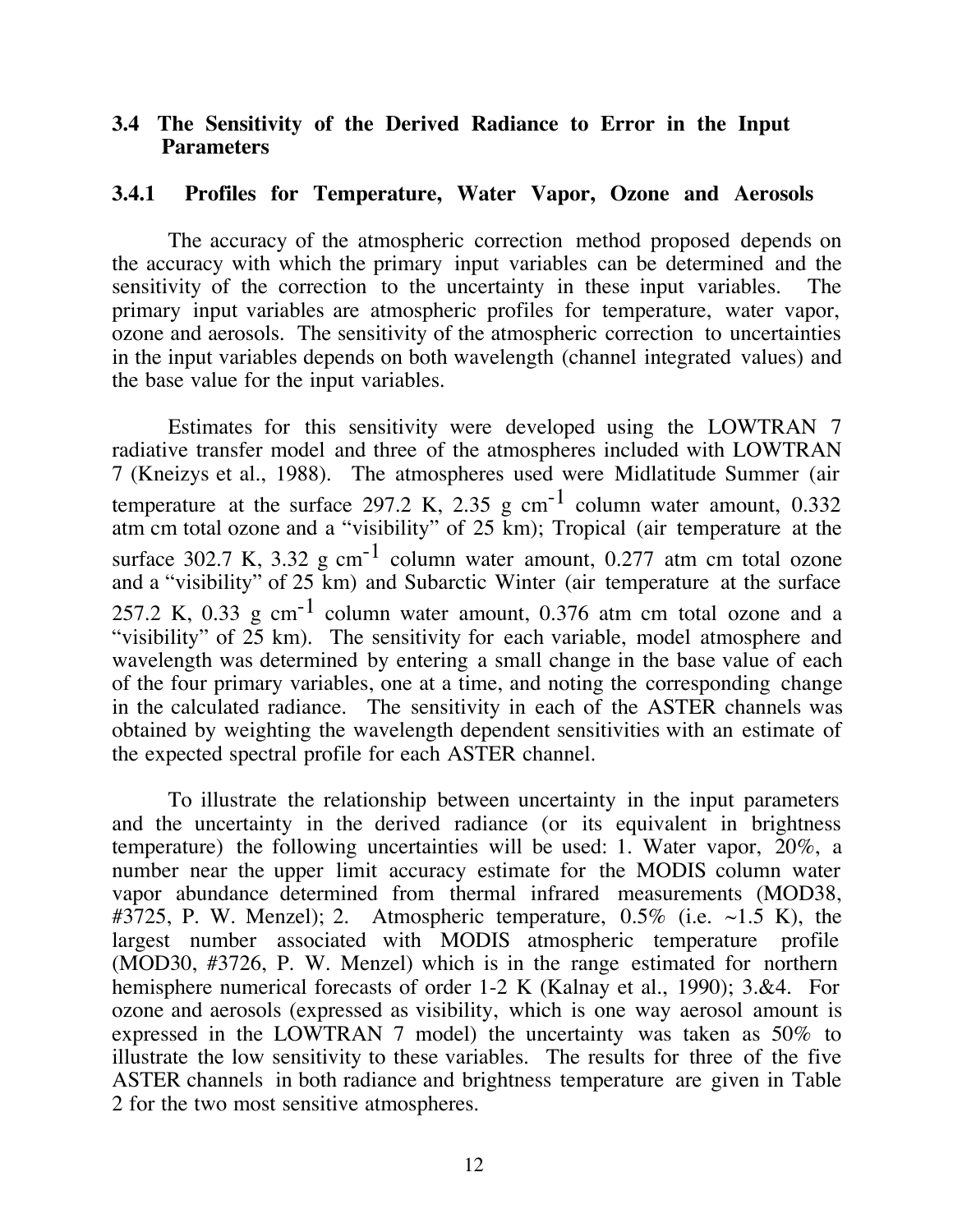### 3.4 The Sensitivity of the Derived Radiance to Error in the Input Parameters

#### 3.4.1 Profiles for Temperature, Water Vapor, Ozone and Aerosols

The accuracy of the atmospheric correction method proposed depends on the accuracy with which the primary input variables can be determined and the sensitivity of the correction to the uncertainty in these input variables. The primary input variables are atmospheric profiles for temperature, water vapor, ozone and aerosols. The sensitivity of the atmospheric correction to uncertainties in the input variables depends on both wavelength (channel integrated values) and the base value for the input variables.

Estimates for this sensitivity were developed using the LOWTRAN 7 radiative transfer model and three of the atmospheres included with LOWTRAN 7 (Kneizys et al., 1988). The atmospheres used were Midlatitude Summer (air temperature at the surface 297.2 K, 2.35 g cm$^{-1}$ column water amount, 0.332 atm cm total ozone and a "visibility" of 25 km); Tropical (air temperature at the surface 302.7 K, 3.32 g cm$^{-1}$ column water amount, 0.277 atm cm total ozone and a "visibility" of 25 km) and Subarctic Winter (air temperature at the surface 257.2 K, 0.33 g cm$^{-1}$ column water amount, 0.376 atm cm total ozone and a "visibility" of 25 km). The sensitivity for each variable, model atmosphere and wavelength was determined by entering a small change in the base value of each of the four primary variables, one at a time, and noting the corresponding change in the calculated radiance. The sensitivity in each of the ASTER channels was obtained by weighting the wavelength dependent sensitivities with an estimate of the expected spectral profile for each ASTER channel.

To illustrate the relationship between uncertainty in the input parameters and the uncertainty in the derived radiance (or its equivalent in brightness temperature) the following uncertainties will be used: 1. Water vapor, 20%, a number near the upper limit accuracy estimate for the MODIS column water vapor abundance determined from thermal infrared measurements (MOD38, #3725, P. W. Menzel); 2. Atmospheric temperature, 0.5% (i.e. ~1.5 K), the largest number associated with MODIS atmospheric temperature profile (MOD30, #3726, P. W. Menzel) which is in the range estimated for northern hemisphere numerical forecasts of order 1-2 K (Kalnay et al., 1990); 3.&4. For ozone and aerosols (expressed as visibility, which is one way aerosol amount is expressed in the LOWTRAN 7 model) the uncertainty was taken as 50% to illustrate the low sensitivity to these variables. The results for three of the five ASTER channels in both radiance and brightness temperature are given in Table 2 for the two most sensitive atmospheres.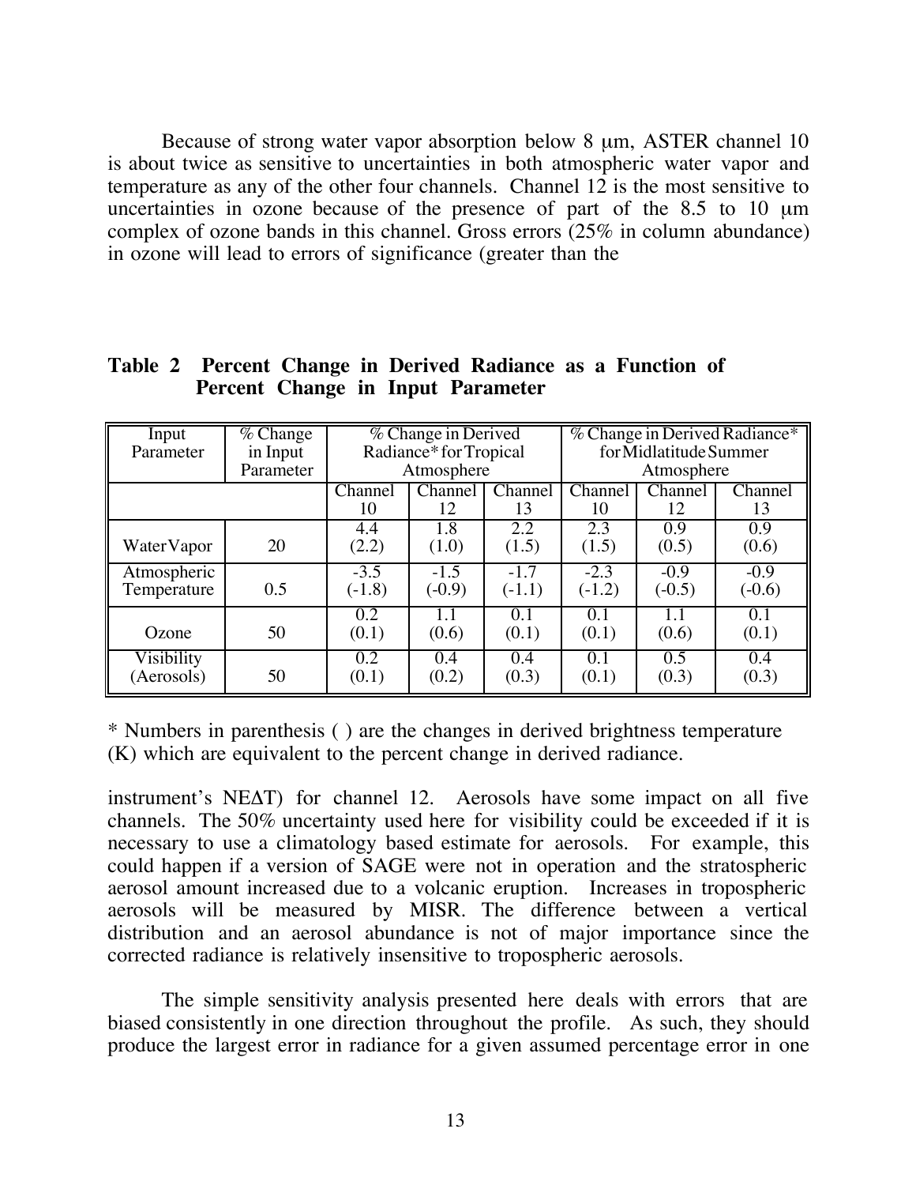Because of strong water vapor absorption below 8 μm, ASTER channel 10 is about twice as sensitive to uncertainties in both atmospheric water vapor and temperature as any of the other four channels. Channel 12 is the most sensitive to uncertainties in ozone because of the presence of part of the 8.5 to 10 μm complex of ozone bands in this channel. Gross errors (25% in column abundance) in ozone will lead to errors of significance (greater than the

**Table 2 Percent Change in Derived Radiance as a Function of Percent Change in Input Parameter**

| Input Parameter | % Change in Input Parameter | % Change in Derived Radiance* for Tropical Atmosphere | | | % Change in Derived Radiance* for Midlatitude Summer Atmosphere | | |
|---|---|---|---|---|---|---|---|
| | | Channel 10 | Channel 12 | Channel 13 | Channel 10 | Channel 12 | Channel 13 |
| Water Vapor | 20 | 4.4 (2.2) | 1.8 (1.0) | 2.2 (1.5) | 2.3 (1.5) | 0.9 (0.5) | 0.9 (0.6) |
| Atmospheric Temperature | 0.5 | -3.5 (-1.8) | -1.5 (-0.9) | -1.7 (-1.1) | -2.3 (-1.2) | -0.9 (-0.5) | -0.9 (-0.6) |
| Ozone | 50 | 0.2 (0.1) | 1.1 (0.6) | 0.1 (0.1) | 0.1 (0.1) | 1.1 (0.6) | 0.1 (0.1) |
| Visibility (Aerosols) | 50 | 0.2 (0.1) | 0.4 (0.2) | 0.4 (0.3) | 0.1 (0.1) | 0.5 (0.3) | 0.4 (0.3) |

\* Numbers in parenthesis ( ) are the changes in derived brightness temperature (K) which are equivalent to the percent change in derived radiance.

instrument's NEΔT) for channel 12. Aerosols have some impact on all five channels. The 50% uncertainty used here for visibility could be exceeded if it is necessary to use a climatology based estimate for aerosols. For example, this could happen if a version of SAGE were not in operation and the stratospheric aerosol amount increased due to a volcanic eruption. Increases in tropospheric aerosols will be measured by MISR. The difference between a vertical distribution and an aerosol abundance is not of major importance since the corrected radiance is relatively insensitive to tropospheric aerosols.

The simple sensitivity analysis presented here deals with errors that are biased consistently in one direction throughout the profile. As such, they should produce the largest error in radiance for a given assumed percentage error in one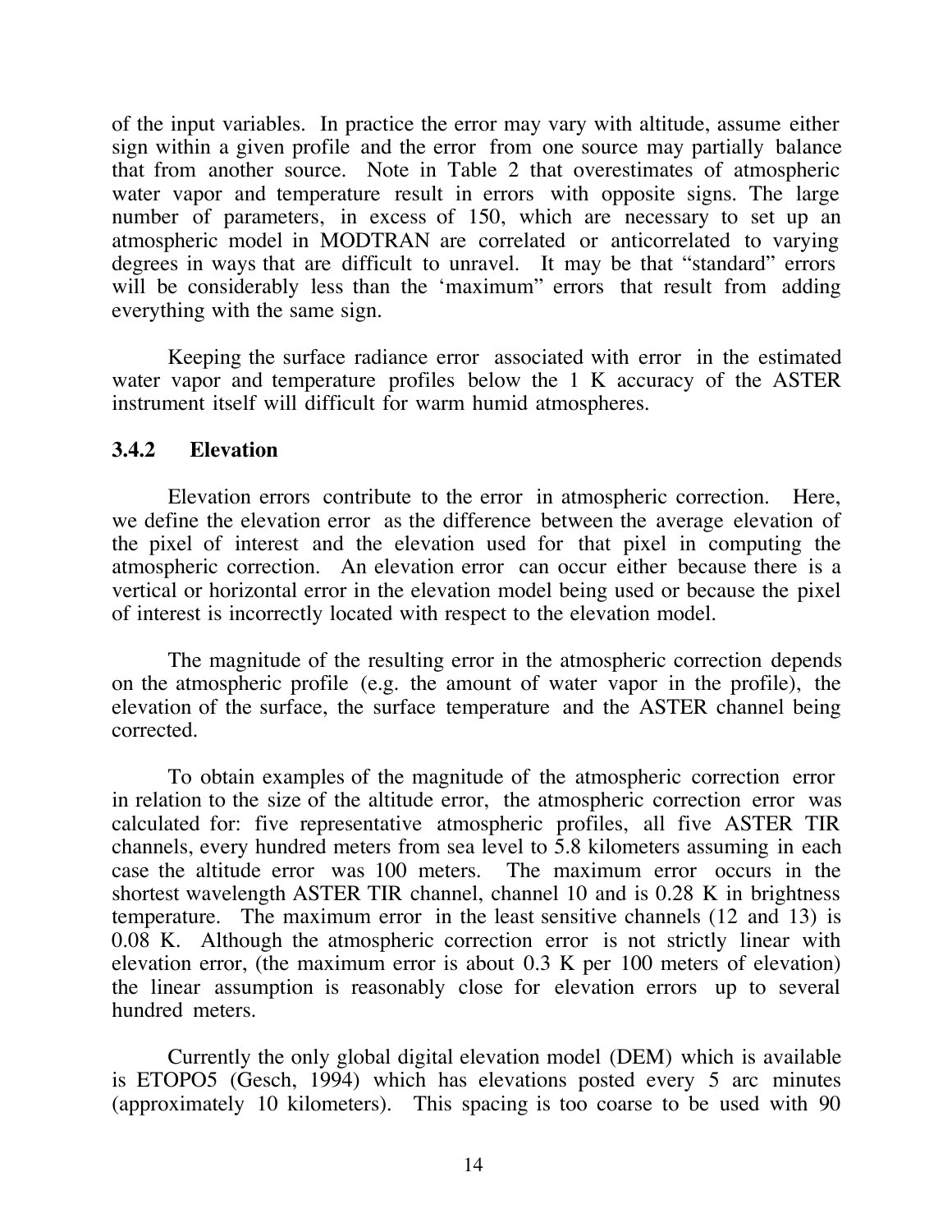of the input variables. In practice the error may vary with altitude, assume either sign within a given profile and the error from one source may partially balance that from another source. Note in Table 2 that overestimates of atmospheric water vapor and temperature result in errors with opposite signs. The large number of parameters, in excess of 150, which are necessary to set up an atmospheric model in MODTRAN are correlated or anticorrelated to varying degrees in ways that are difficult to unravel. It may be that "standard" errors will be considerably less than the 'maximum" errors that result from adding everything with the same sign.

Keeping the surface radiance error associated with error in the estimated water vapor and temperature profiles below the 1 K accuracy of the ASTER instrument itself will difficult for warm humid atmospheres.

### 3.4.2 Elevation

Elevation errors contribute to the error in atmospheric correction. Here, we define the elevation error as the difference between the average elevation of the pixel of interest and the elevation used for that pixel in computing the atmospheric correction. An elevation error can occur either because there is a vertical or horizontal error in the elevation model being used or because the pixel of interest is incorrectly located with respect to the elevation model.

The magnitude of the resulting error in the atmospheric correction depends on the atmospheric profile (e.g. the amount of water vapor in the profile), the elevation of the surface, the surface temperature and the ASTER channel being corrected.

To obtain examples of the magnitude of the atmospheric correction error in relation to the size of the altitude error, the atmospheric correction error was calculated for: five representative atmospheric profiles, all five ASTER TIR channels, every hundred meters from sea level to 5.8 kilometers assuming in each case the altitude error was 100 meters. The maximum error occurs in the shortest wavelength ASTER TIR channel, channel 10 and is 0.28 K in brightness temperature. The maximum error in the least sensitive channels (12 and 13) is 0.08 K. Although the atmospheric correction error is not strictly linear with elevation error, (the maximum error is about 0.3 K per 100 meters of elevation) the linear assumption is reasonably close for elevation errors up to several hundred meters.

Currently the only global digital elevation model (DEM) which is available is ETOPO5 (Gesch, 1994) which has elevations posted every 5 arc minutes (approximately 10 kilometers). This spacing is too coarse to be used with 90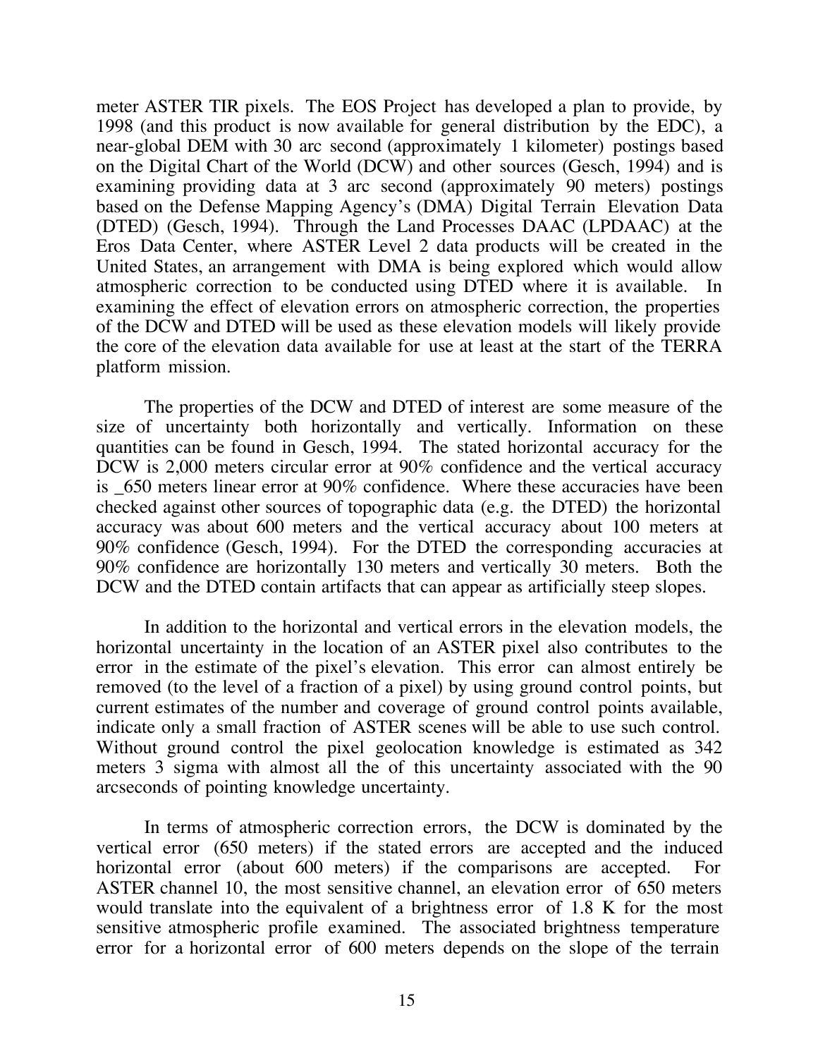meter ASTER TIR pixels. The EOS Project has developed a plan to provide, by 1998 (and this product is now available for general distribution by the EDC), a near-global DEM with 30 arc second (approximately 1 kilometer) postings based on the Digital Chart of the World (DCW) and other sources (Gesch, 1994) and is examining providing data at 3 arc second (approximately 90 meters) postings based on the Defense Mapping Agency's (DMA) Digital Terrain Elevation Data (DTED) (Gesch, 1994). Through the Land Processes DAAC (LPDAAC) at the Eros Data Center, where ASTER Level 2 data products will be created in the United States, an arrangement with DMA is being explored which would allow atmospheric correction to be conducted using DTED where it is available. In examining the effect of elevation errors on atmospheric correction, the properties of the DCW and DTED will be used as these elevation models will likely provide the core of the elevation data available for use at least at the start of the TERRA platform mission.

The properties of the DCW and DTED of interest are some measure of the size of uncertainty both horizontally and vertically. Information on these quantities can be found in Gesch, 1994. The stated horizontal accuracy for the DCW is 2,000 meters circular error at 90% confidence and the vertical accuracy is _650 meters linear error at 90% confidence. Where these accuracies have been checked against other sources of topographic data (e.g. the DTED) the horizontal accuracy was about 600 meters and the vertical accuracy about 100 meters at 90% confidence (Gesch, 1994). For the DTED the corresponding accuracies at 90% confidence are horizontally 130 meters and vertically 30 meters. Both the DCW and the DTED contain artifacts that can appear as artificially steep slopes.

In addition to the horizontal and vertical errors in the elevation models, the horizontal uncertainty in the location of an ASTER pixel also contributes to the error in the estimate of the pixel's elevation. This error can almost entirely be removed (to the level of a fraction of a pixel) by using ground control points, but current estimates of the number and coverage of ground control points available, indicate only a small fraction of ASTER scenes will be able to use such control. Without ground control the pixel geolocation knowledge is estimated as 342 meters 3 sigma with almost all the of this uncertainty associated with the 90 arcseconds of pointing knowledge uncertainty.

In terms of atmospheric correction errors, the DCW is dominated by the vertical error (650 meters) if the stated errors are accepted and the induced horizontal error (about 600 meters) if the comparisons are accepted. For ASTER channel 10, the most sensitive channel, an elevation error of 650 meters would translate into the equivalent of a brightness error of 1.8 K for the most sensitive atmospheric profile examined. The associated brightness temperature error for a horizontal error of 600 meters depends on the slope of the terrain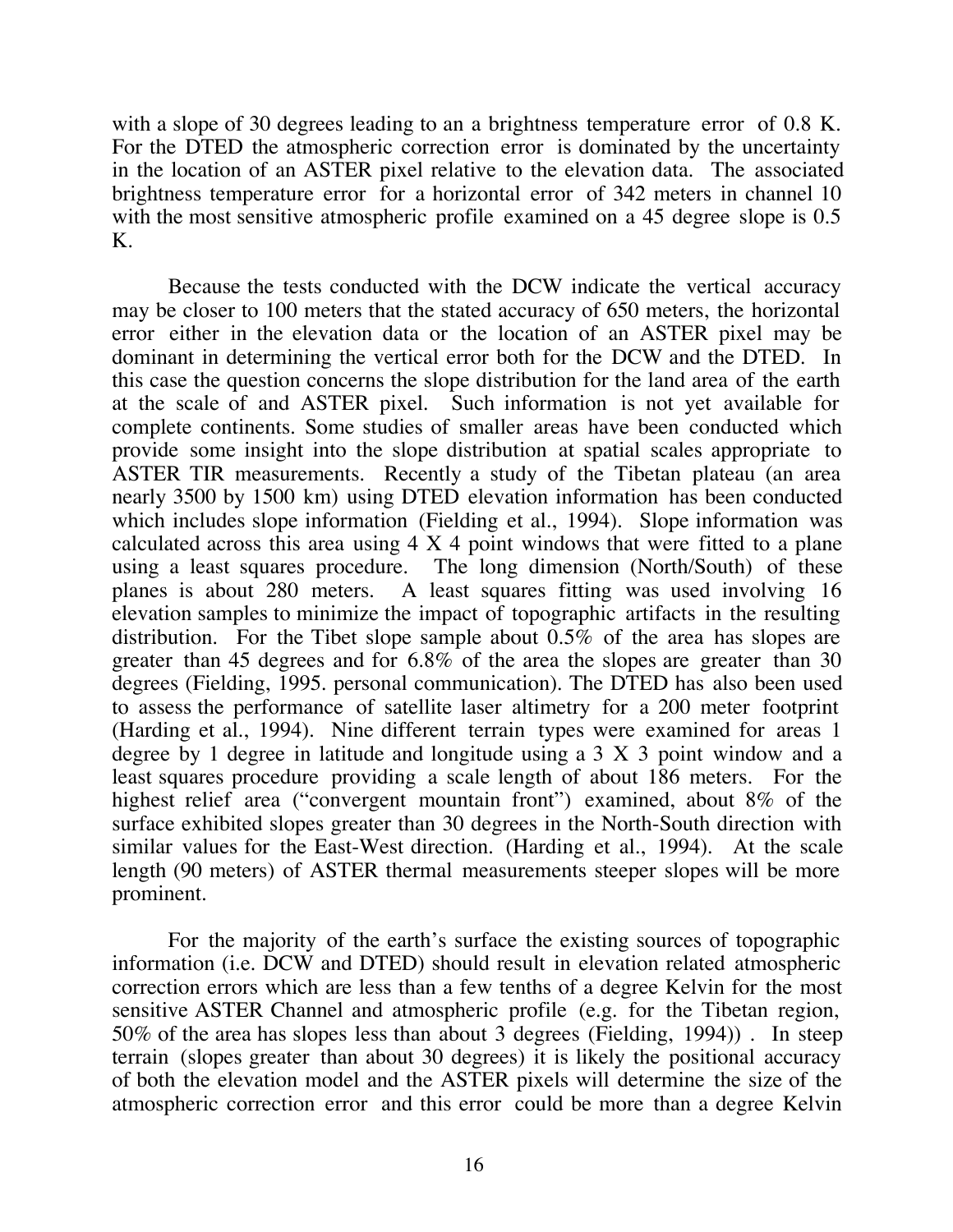with a slope of 30 degrees leading to an a brightness temperature error of 0.8 K. For the DTED the atmospheric correction error is dominated by the uncertainty in the location of an ASTER pixel relative to the elevation data. The associated brightness temperature error for a horizontal error of 342 meters in channel 10 with the most sensitive atmospheric profile examined on a 45 degree slope is 0.5 K.

Because the tests conducted with the DCW indicate the vertical accuracy may be closer to 100 meters that the stated accuracy of 650 meters, the horizontal error either in the elevation data or the location of an ASTER pixel may be dominant in determining the vertical error both for the DCW and the DTED. In this case the question concerns the slope distribution for the land area of the earth at the scale of and ASTER pixel. Such information is not yet available for complete continents. Some studies of smaller areas have been conducted which provide some insight into the slope distribution at spatial scales appropriate to ASTER TIR measurements. Recently a study of the Tibetan plateau (an area nearly 3500 by 1500 km) using DTED elevation information has been conducted which includes slope information (Fielding et al., 1994). Slope information was calculated across this area using 4 X 4 point windows that were fitted to a plane using a least squares procedure. The long dimension (North/South) of these planes is about 280 meters. A least squares fitting was used involving 16 elevation samples to minimize the impact of topographic artifacts in the resulting distribution. For the Tibet slope sample about 0.5% of the area has slopes are greater than 45 degrees and for 6.8% of the area the slopes are greater than 30 degrees (Fielding, 1995. personal communication). The DTED has also been used to assess the performance of satellite laser altimetry for a 200 meter footprint (Harding et al., 1994). Nine different terrain types were examined for areas 1 degree by 1 degree in latitude and longitude using a 3 X 3 point window and a least squares procedure providing a scale length of about 186 meters. For the highest relief area ("convergent mountain front") examined, about 8% of the surface exhibited slopes greater than 30 degrees in the North-South direction with similar values for the East-West direction. (Harding et al., 1994). At the scale length (90 meters) of ASTER thermal measurements steeper slopes will be more prominent.

For the majority of the earth's surface the existing sources of topographic information (i.e. DCW and DTED) should result in elevation related atmospheric correction errors which are less than a few tenths of a degree Kelvin for the most sensitive ASTER Channel and atmospheric profile (e.g. for the Tibetan region, 50% of the area has slopes less than about 3 degrees (Fielding, 1994)) . In steep terrain (slopes greater than about 30 degrees) it is likely the positional accuracy of both the elevation model and the ASTER pixels will determine the size of the atmospheric correction error and this error could be more than a degree Kelvin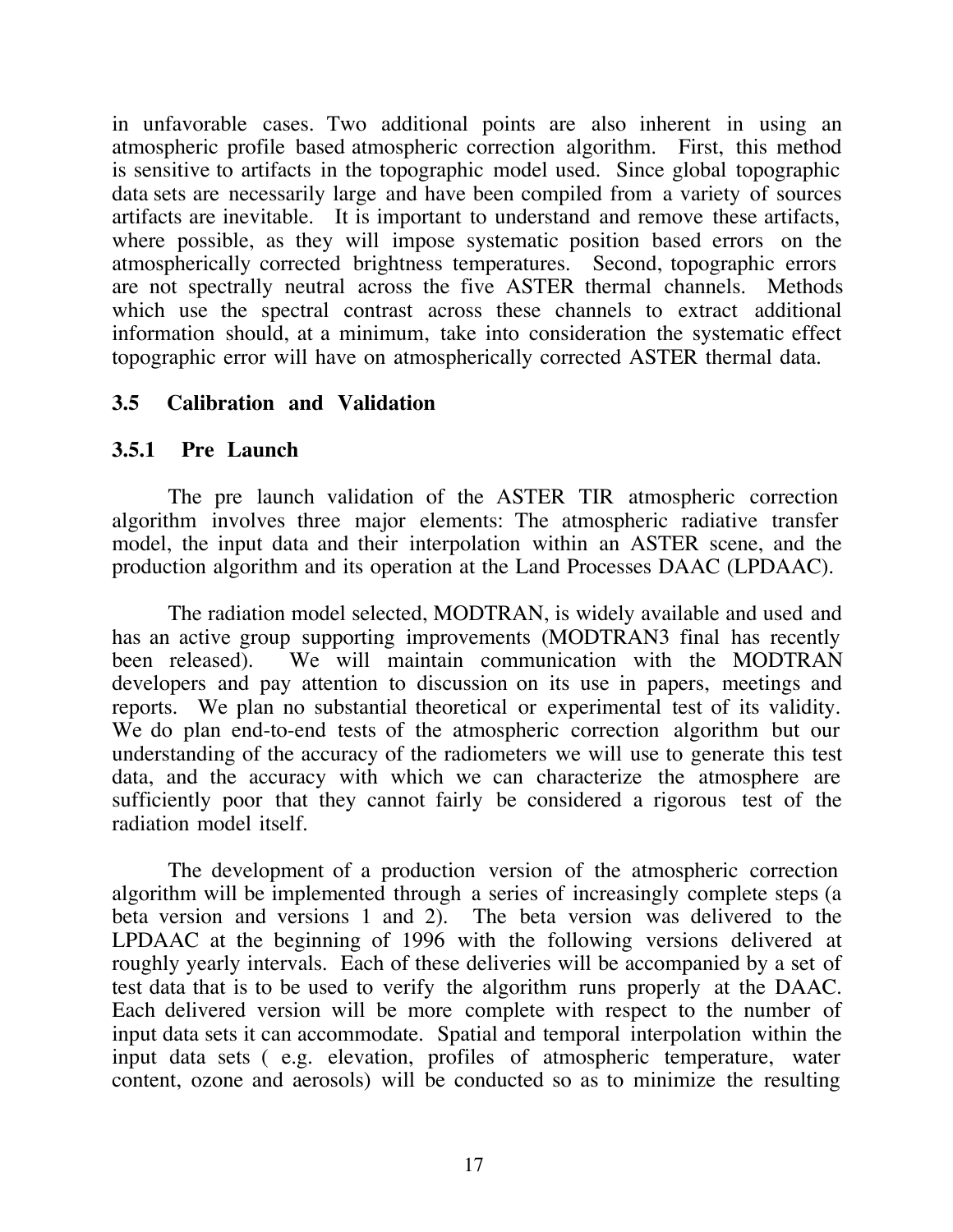in unfavorable cases. Two additional points are also inherent in using an atmospheric profile based atmospheric correction algorithm. First, this method is sensitive to artifacts in the topographic model used. Since global topographic data sets are necessarily large and have been compiled from a variety of sources artifacts are inevitable. It is important to understand and remove these artifacts, where possible, as they will impose systematic position based errors on the atmospherically corrected brightness temperatures. Second, topographic errors are not spectrally neutral across the five ASTER thermal channels. Methods which use the spectral contrast across these channels to extract additional information should, at a minimum, take into consideration the systematic effect topographic error will have on atmospherically corrected ASTER thermal data.

## 3.5 Calibration and Validation

### 3.5.1 Pre Launch

The pre launch validation of the ASTER TIR atmospheric correction algorithm involves three major elements: The atmospheric radiative transfer model, the input data and their interpolation within an ASTER scene, and the production algorithm and its operation at the Land Processes DAAC (LPDAAC).

The radiation model selected, MODTRAN, is widely available and used and has an active group supporting improvements (MODTRAN3 final has recently been released). We will maintain communication with the MODTRAN developers and pay attention to discussion on its use in papers, meetings and reports. We plan no substantial theoretical or experimental test of its validity. We do plan end-to-end tests of the atmospheric correction algorithm but our understanding of the accuracy of the radiometers we will use to generate this test data, and the accuracy with which we can characterize the atmosphere are sufficiently poor that they cannot fairly be considered a rigorous test of the radiation model itself.

The development of a production version of the atmospheric correction algorithm will be implemented through a series of increasingly complete steps (a beta version and versions 1 and 2). The beta version was delivered to the LPDAAC at the beginning of 1996 with the following versions delivered at roughly yearly intervals. Each of these deliveries will be accompanied by a set of test data that is to be used to verify the algorithm runs properly at the DAAC. Each delivered version will be more complete with respect to the number of input data sets it can accommodate. Spatial and temporal interpolation within the input data sets ( e.g. elevation, profiles of atmospheric temperature, water content, ozone and aerosols) will be conducted so as to minimize the resulting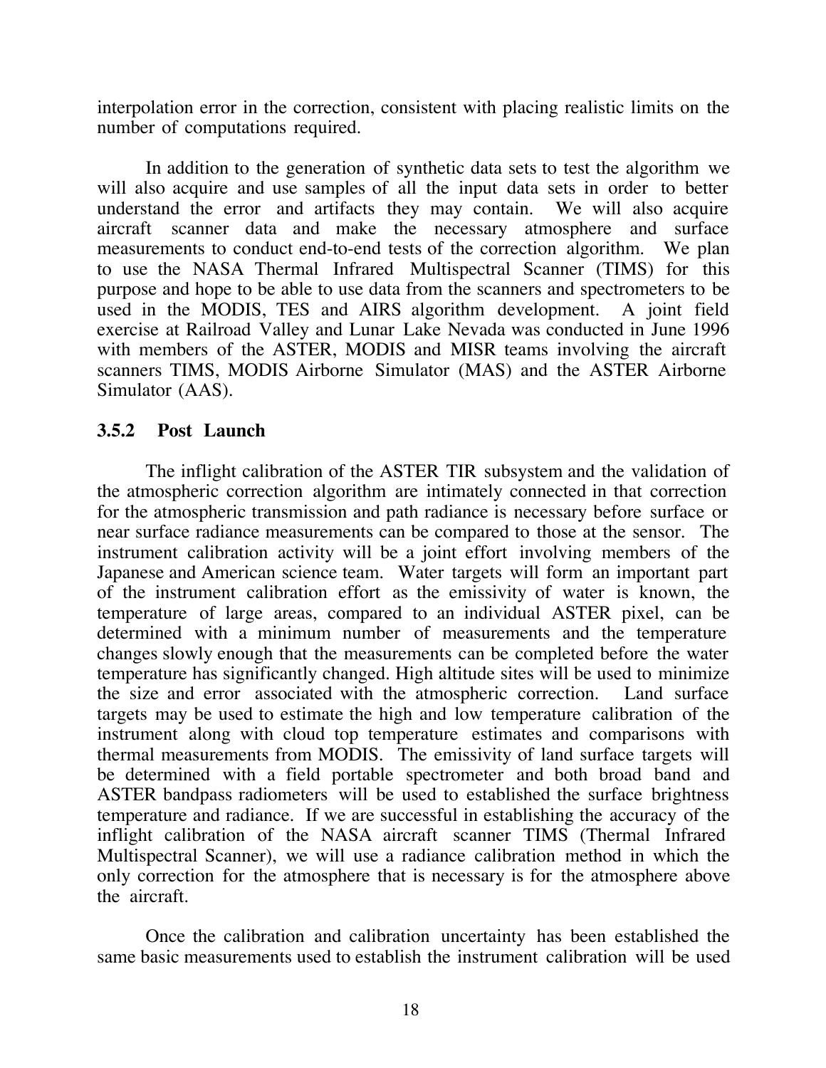interpolation error in the correction, consistent with placing realistic limits on the number of computations required.

In addition to the generation of synthetic data sets to test the algorithm we will also acquire and use samples of all the input data sets in order to better understand the error and artifacts they may contain. We will also acquire aircraft scanner data and make the necessary atmosphere and surface measurements to conduct end-to-end tests of the correction algorithm. We plan to use the NASA Thermal Infrared Multispectral Scanner (TIMS) for this purpose and hope to be able to use data from the scanners and spectrometers to be used in the MODIS, TES and AIRS algorithm development. A joint field exercise at Railroad Valley and Lunar Lake Nevada was conducted in June 1996 with members of the ASTER, MODIS and MISR teams involving the aircraft scanners TIMS, MODIS Airborne Simulator (MAS) and the ASTER Airborne Simulator (AAS).

### 3.5.2 Post Launch

The inflight calibration of the ASTER TIR subsystem and the validation of the atmospheric correction algorithm are intimately connected in that correction for the atmospheric transmission and path radiance is necessary before surface or near surface radiance measurements can be compared to those at the sensor. The instrument calibration activity will be a joint effort involving members of the Japanese and American science team. Water targets will form an important part of the instrument calibration effort as the emissivity of water is known, the temperature of large areas, compared to an individual ASTER pixel, can be determined with a minimum number of measurements and the temperature changes slowly enough that the measurements can be completed before the water temperature has significantly changed. High altitude sites will be used to minimize the size and error associated with the atmospheric correction. Land surface targets may be used to estimate the high and low temperature calibration of the instrument along with cloud top temperature estimates and comparisons with thermal measurements from MODIS. The emissivity of land surface targets will be determined with a field portable spectrometer and both broad band and ASTER bandpass radiometers will be used to established the surface brightness temperature and radiance. If we are successful in establishing the accuracy of the inflight calibration of the NASA aircraft scanner TIMS (Thermal Infrared Multispectral Scanner), we will use a radiance calibration method in which the only correction for the atmosphere that is necessary is for the atmosphere above the aircraft.

Once the calibration and calibration uncertainty has been established the same basic measurements used to establish the instrument calibration will be used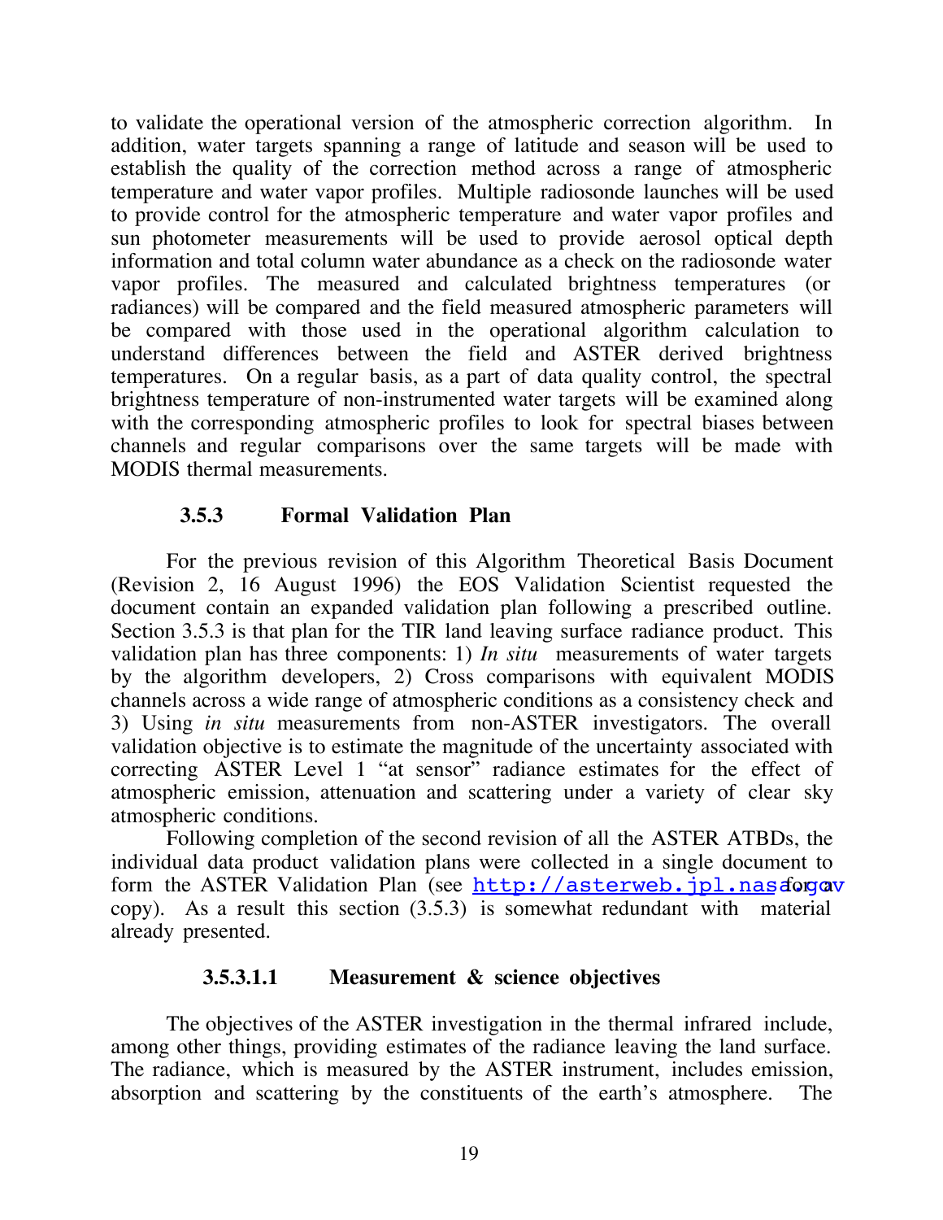to validate the operational version of the atmospheric correction algorithm. In addition, water targets spanning a range of latitude and season will be used to establish the quality of the correction method across a range of atmospheric temperature and water vapor profiles. Multiple radiosonde launches will be used to provide control for the atmospheric temperature and water vapor profiles and sun photometer measurements will be used to provide aerosol optical depth information and total column water abundance as a check on the radiosonde water vapor profiles. The measured and calculated brightness temperatures (or radiances) will be compared and the field measured atmospheric parameters will be compared with those used in the operational algorithm calculation to understand differences between the field and ASTER derived brightness temperatures. On a regular basis, as a part of data quality control, the spectral brightness temperature of non-instrumented water targets will be examined along with the corresponding atmospheric profiles to look for spectral biases between channels and regular comparisons over the same targets will be made with MODIS thermal measurements.

### 3.5.3 Formal Validation Plan

For the previous revision of this Algorithm Theoretical Basis Document (Revision 2, 16 August 1996) the EOS Validation Scientist requested the document contain an expanded validation plan following a prescribed outline. Section 3.5.3 is that plan for the TIR land leaving surface radiance product. This validation plan has three components: 1) *In situ* measurements of water targets by the algorithm developers, 2) Cross comparisons with equivalent MODIS channels across a wide range of atmospheric conditions as a consistency check and 3) Using *in situ* measurements from non-ASTER investigators. The overall validation objective is to estimate the magnitude of the uncertainty associated with correcting ASTER Level 1 "at sensor" radiance estimates for the effect of atmospheric emission, attenuation and scattering under a variety of clear sky atmospheric conditions.

Following completion of the second revision of all the ASTER ATBDs, the individual data product validation plans were collected in a single document to form the ASTER Validation Plan (see http://asterweb.jpl.nasa.gov for a copy). As a result this section (3.5.3) is somewhat redundant with material already presented.

#### 3.5.3.1.1 Measurement & science objectives

The objectives of the ASTER investigation in the thermal infrared include, among other things, providing estimates of the radiance leaving the land surface. The radiance, which is measured by the ASTER instrument, includes emission, absorption and scattering by the constituents of the earth's atmosphere. The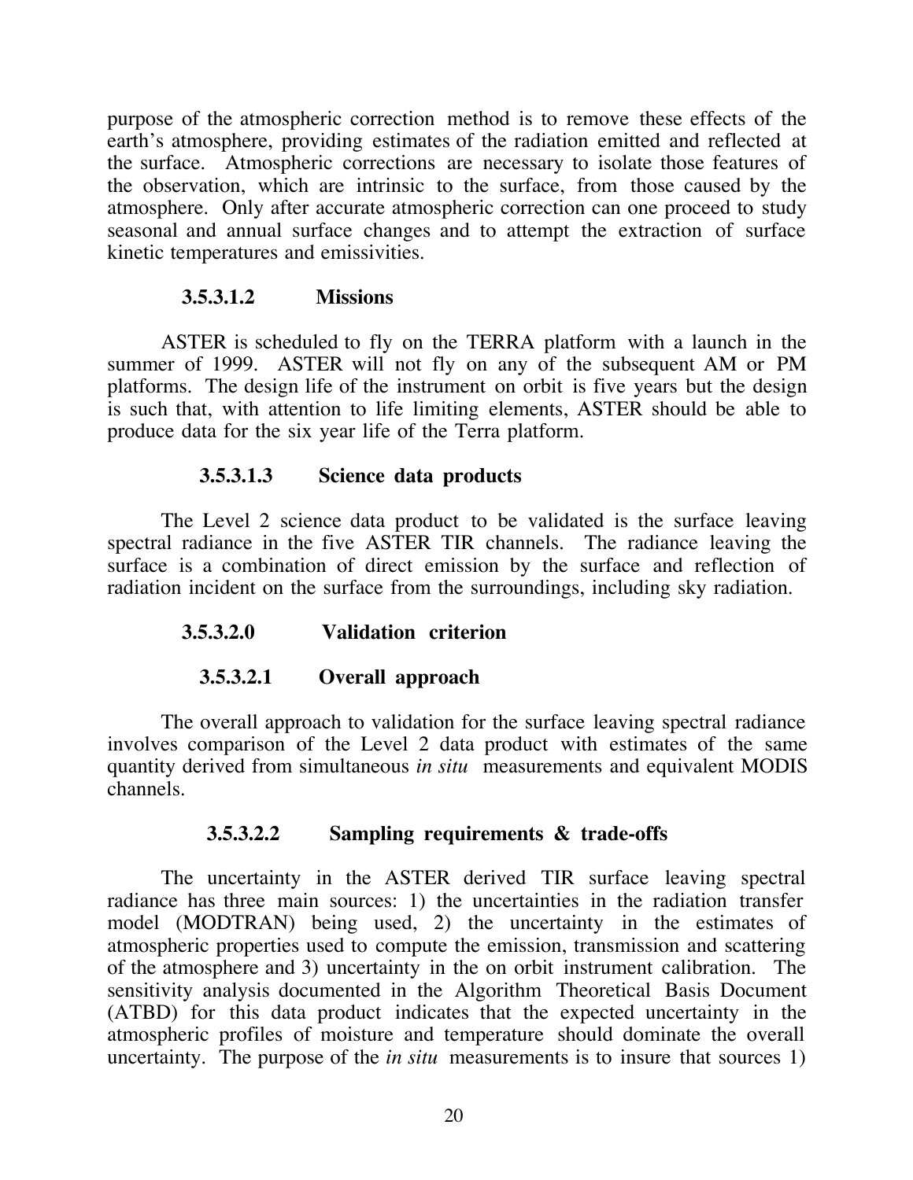purpose of the atmospheric correction method is to remove these effects of the earth's atmosphere, providing estimates of the radiation emitted and reflected at the surface. Atmospheric corrections are necessary to isolate those features of the observation, which are intrinsic to the surface, from those caused by the atmosphere. Only after accurate atmospheric correction can one proceed to study seasonal and annual surface changes and to attempt the extraction of surface kinetic temperatures and emissivities.

#### 3.5.3.1.2 Missions

ASTER is scheduled to fly on the TERRA platform with a launch in the summer of 1999. ASTER will not fly on any of the subsequent AM or PM platforms. The design life of the instrument on orbit is five years but the design is such that, with attention to life limiting elements, ASTER should be able to produce data for the six year life of the Terra platform.

#### 3.5.3.1.3 Science data products

The Level 2 science data product to be validated is the surface leaving spectral radiance in the five ASTER TIR channels. The radiance leaving the surface is a combination of direct emission by the surface and reflection of radiation incident on the surface from the surroundings, including sky radiation.

#### 3.5.3.2.0 Validation criterion

#### 3.5.3.2.1 Overall approach

The overall approach to validation for the surface leaving spectral radiance involves comparison of the Level 2 data product with estimates of the same quantity derived from simultaneous *in situ* measurements and equivalent MODIS channels.

#### 3.5.3.2.2 Sampling requirements & trade-offs

The uncertainty in the ASTER derived TIR surface leaving spectral radiance has three main sources: 1) the uncertainties in the radiation transfer model (MODTRAN) being used, 2) the uncertainty in the estimates of atmospheric properties used to compute the emission, transmission and scattering of the atmosphere and 3) uncertainty in the on orbit instrument calibration. The sensitivity analysis documented in the Algorithm Theoretical Basis Document (ATBD) for this data product indicates that the expected uncertainty in the atmospheric profiles of moisture and temperature should dominate the overall uncertainty. The purpose of the *in situ* measurements is to insure that sources 1)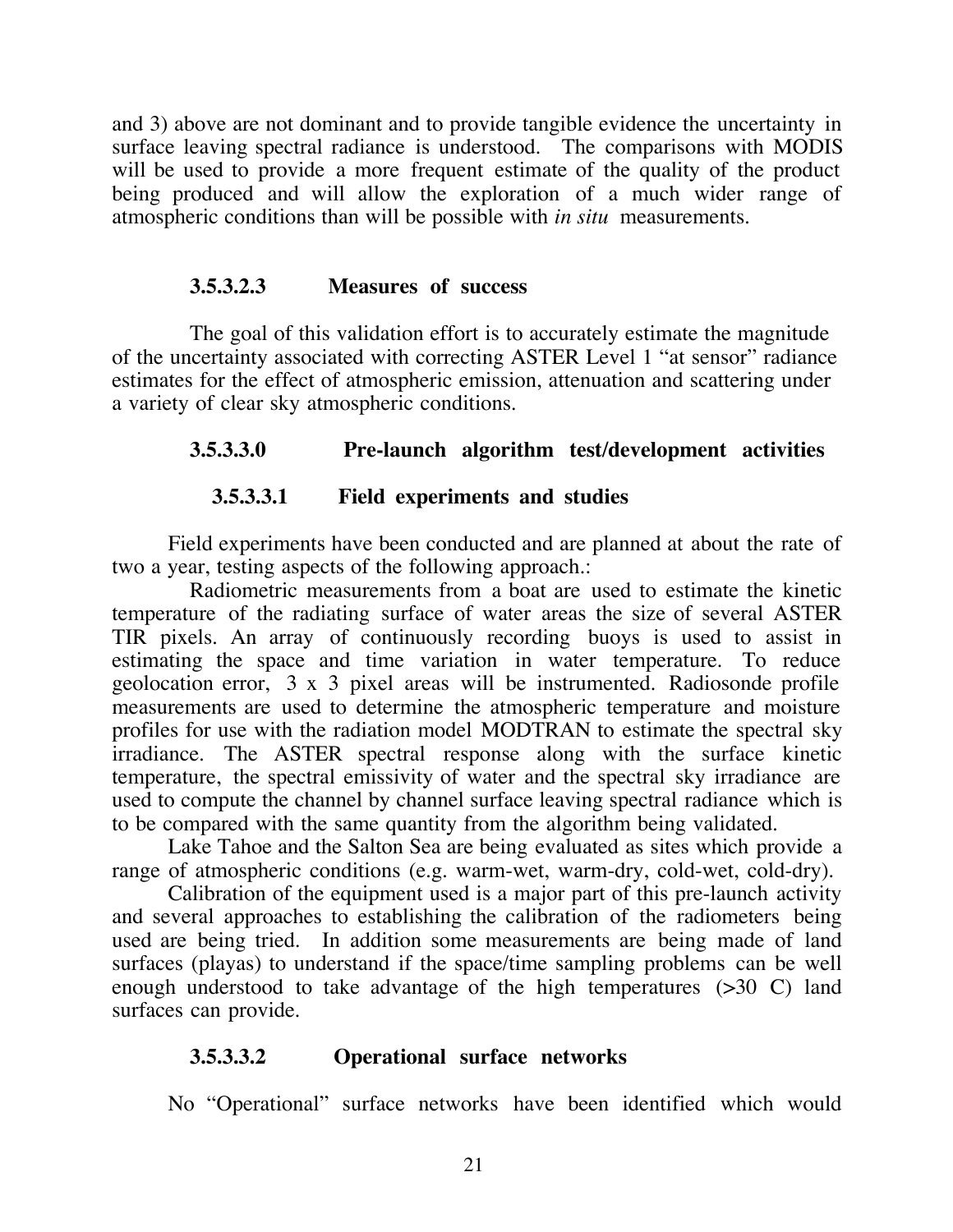and 3) above are not dominant and to provide tangible evidence the uncertainty in surface leaving spectral radiance is understood. The comparisons with MODIS will be used to provide a more frequent estimate of the quality of the product being produced and will allow the exploration of a much wider range of atmospheric conditions than will be possible with *in situ* measurements.

### 3.5.3.2.3 Measures of success

The goal of this validation effort is to accurately estimate the magnitude of the uncertainty associated with correcting ASTER Level 1 “at sensor” radiance estimates for the effect of atmospheric emission, attenuation and scattering under a variety of clear sky atmospheric conditions.

### 3.5.3.3.0 Pre-launch algorithm test/development activities

#### 3.5.3.3.1 Field experiments and studies

Field experiments have been conducted and are planned at about the rate of two a year, testing aspects of the following approach.:

Radiometric measurements from a boat are used to estimate the kinetic temperature of the radiating surface of water areas the size of several ASTER TIR pixels. An array of continuously recording buoys is used to assist in estimating the space and time variation in water temperature. To reduce geolocation error, 3 x 3 pixel areas will be instrumented. Radiosonde profile measurements are used to determine the atmospheric temperature and moisture profiles for use with the radiation model MODTRAN to estimate the spectral sky irradiance. The ASTER spectral response along with the surface kinetic temperature, the spectral emissivity of water and the spectral sky irradiance are used to compute the channel by channel surface leaving spectral radiance which is to be compared with the same quantity from the algorithm being validated.

Lake Tahoe and the Salton Sea are being evaluated as sites which provide a range of atmospheric conditions (e.g. warm-wet, warm-dry, cold-wet, cold-dry).

Calibration of the equipment used is a major part of this pre-launch activity and several approaches to establishing the calibration of the radiometers being used are being tried. In addition some measurements are being made of land surfaces (playas) to understand if the space/time sampling problems can be well enough understood to take advantage of the high temperatures (>30 C) land surfaces can provide.

#### 3.5.3.3.2 Operational surface networks

No “Operational” surface networks have been identified which would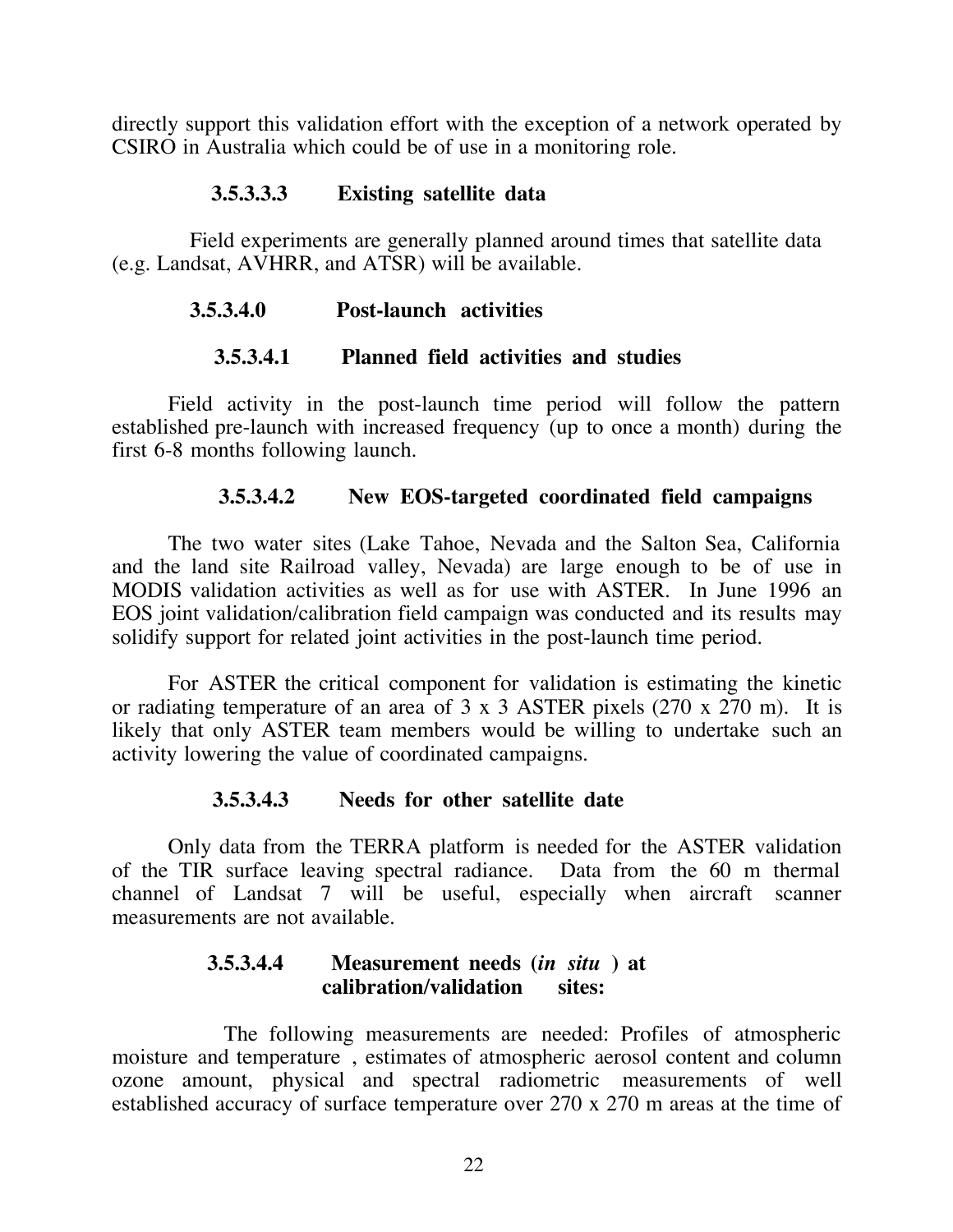directly support this validation effort with the exception of a network operated by CSIRO in Australia which could be of use in a monitoring role.

#### 3.5.3.3.3 Existing satellite data

Field experiments are generally planned around times that satellite data (e.g. Landsat, AVHRR, and ATSR) will be available.

### 3.5.3.4.0 Post-launch activities

#### 3.5.3.4.1 Planned field activities and studies

Field activity in the post-launch time period will follow the pattern established pre-launch with increased frequency (up to once a month) during the first 6-8 months following launch.

#### 3.5.3.4.2 New EOS-targeted coordinated field campaigns

The two water sites (Lake Tahoe, Nevada and the Salton Sea, California and the land site Railroad valley, Nevada) are large enough to be of use in MODIS validation activities as well as for use with ASTER. In June 1996 an EOS joint validation/calibration field campaign was conducted and its results may solidify support for related joint activities in the post-launch time period.

For ASTER the critical component for validation is estimating the kinetic or radiating temperature of an area of 3 x 3 ASTER pixels (270 x 270 m). It is likely that only ASTER team members would be willing to undertake such an activity lowering the value of coordinated campaigns.

#### 3.5.3.4.3 Needs for other satellite date

Only data from the TERRA platform is needed for the ASTER validation of the TIR surface leaving spectral radiance. Data from the 60 m thermal channel of Landsat 7 will be useful, especially when aircraft scanner measurements are not available.

#### 3.5.3.4.4 Measurement needs (*in situ* ) at calibration/validation sites:

The following measurements are needed: Profiles of atmospheric moisture and temperature , estimates of atmospheric aerosol content and column ozone amount, physical and spectral radiometric measurements of well established accuracy of surface temperature over 270 x 270 m areas at the time of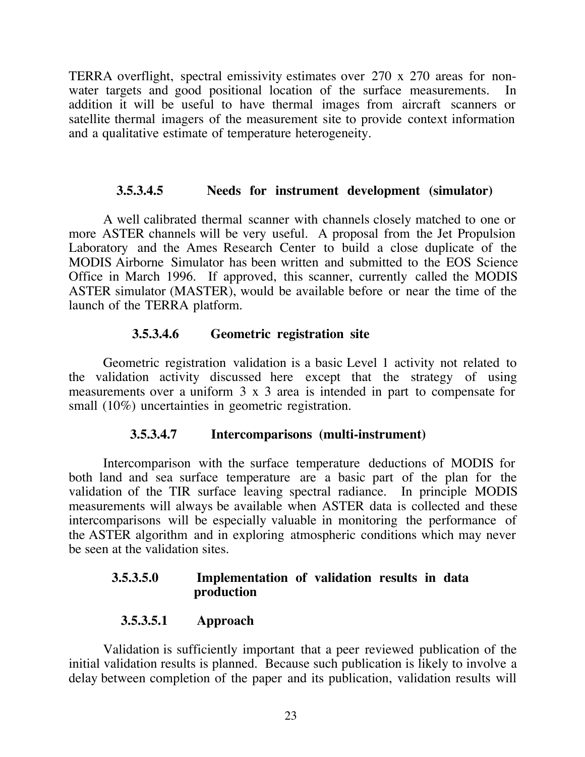TERRA overflight, spectral emissivity estimates over 270 x 270 areas for non-water targets and good positional location of the surface measurements. In addition it will be useful to have thermal images from aircraft scanners or satellite thermal imagers of the measurement site to provide context information and a qualitative estimate of temperature heterogeneity.

#### 3.5.3.4.5 Needs for instrument development (simulator)

A well calibrated thermal scanner with channels closely matched to one or more ASTER channels will be very useful. A proposal from the Jet Propulsion Laboratory and the Ames Research Center to build a close duplicate of the MODIS Airborne Simulator has been written and submitted to the EOS Science Office in March 1996. If approved, this scanner, currently called the MODIS ASTER simulator (MASTER), would be available before or near the time of the launch of the TERRA platform.

#### 3.5.3.4.6 Geometric registration site

Geometric registration validation is a basic Level 1 activity not related to the validation activity discussed here except that the strategy of using measurements over a uniform 3 x 3 area is intended in part to compensate for small (10%) uncertainties in geometric registration.

#### 3.5.3.4.7 Intercomparisons (multi-instrument)

Intercomparison with the surface temperature deductions of MODIS for both land and sea surface temperature are a basic part of the plan for the validation of the TIR surface leaving spectral radiance. In principle MODIS measurements will always be available when ASTER data is collected and these intercomparisons will be especially valuable in monitoring the performance of the ASTER algorithm and in exploring atmospheric conditions which may never be seen at the validation sites.

### 3.5.3.5.0 Implementation of validation results in data production

#### 3.5.3.5.1 Approach

Validation is sufficiently important that a peer reviewed publication of the initial validation results is planned. Because such publication is likely to involve a delay between completion of the paper and its publication, validation results will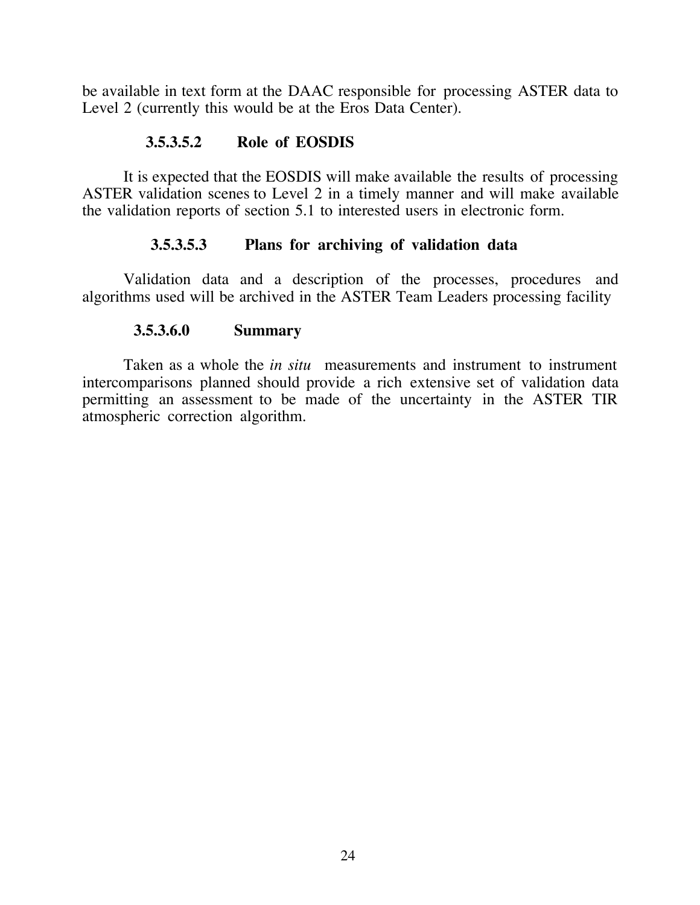be available in text form at the DAAC responsible for processing ASTER data to Level 2 (currently this would be at the Eros Data Center).

#### 3.5.3.5.2 Role of EOSDIS

It is expected that the EOSDIS will make available the results of processing ASTER validation scenes to Level 2 in a timely manner and will make available the validation reports of section 5.1 to interested users in electronic form.

#### 3.5.3.5.3 Plans for archiving of validation data

Validation data and a description of the processes, procedures and algorithms used will be archived in the ASTER Team Leaders processing facility

#### 3.5.3.6.0 Summary

Taken as a whole the *in situ* measurements and instrument to instrument intercomparisons planned should provide a rich extensive set of validation data permitting an assessment to be made of the uncertainty in the ASTER TIR atmospheric correction algorithm.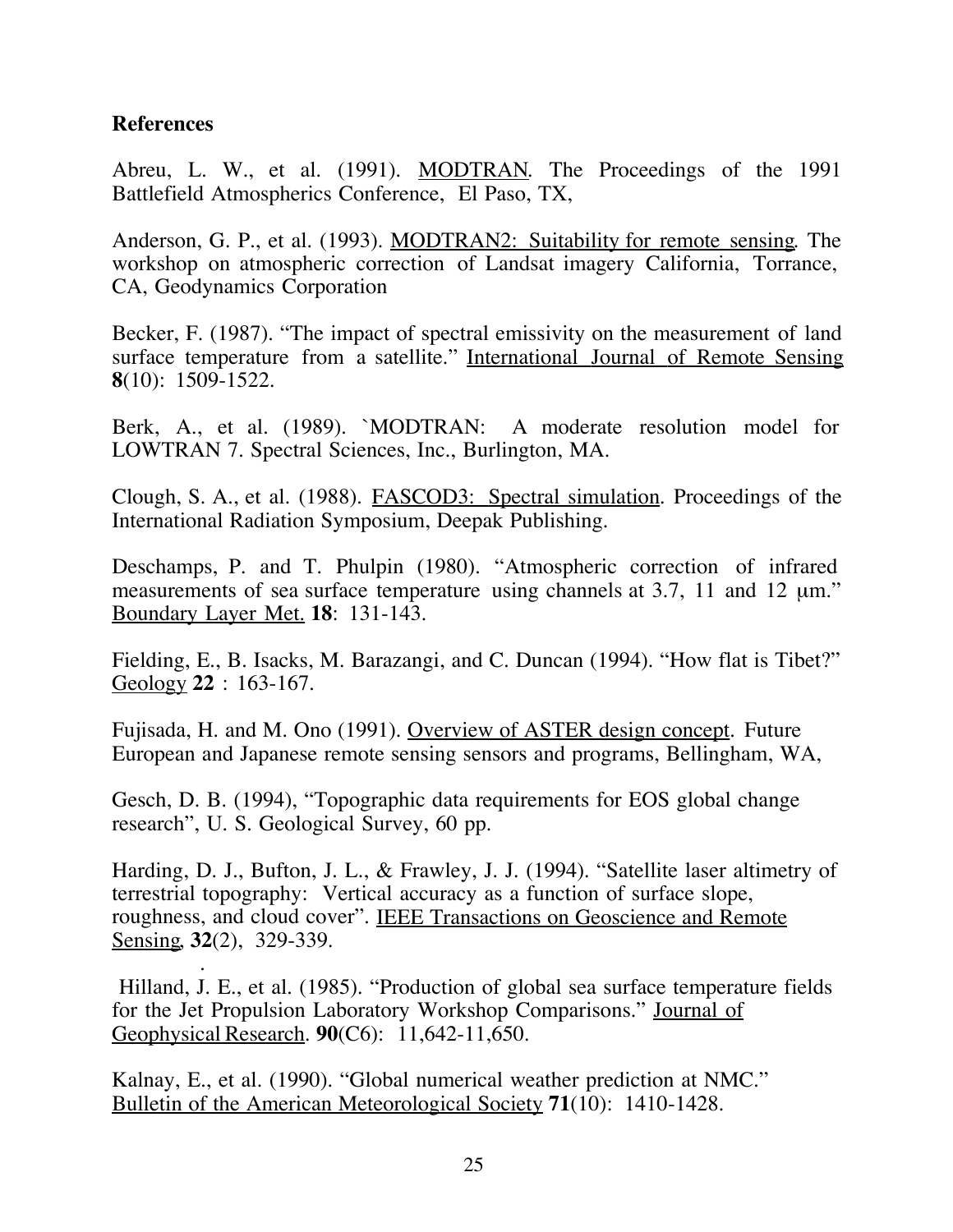**References**

Abreu, L. W., et al. (1991). MODTRAN. The Proceedings of the 1991 Battlefield Atmospherics Conference, El Paso, TX,

Anderson, G. P., et al. (1993). MODTRAN2: Suitability for remote sensing. The workshop on atmospheric correction of Landsat imagery California, Torrance, CA, Geodynamics Corporation

Becker, F. (1987). "The impact of spectral emissivity on the measurement of land surface temperature from a satellite." International Journal of Remote Sensing **8**(10): 1509-1522.

Berk, A., et al. (1989). `MODTRAN: A moderate resolution model for LOWTRAN 7. Spectral Sciences, Inc., Burlington, MA.

Clough, S. A., et al. (1988). FASCOD3: Spectral simulation. Proceedings of the International Radiation Symposium, Deepak Publishing.

Deschamps, P. and T. Phulpin (1980). "Atmospheric correction of infrared measurements of sea surface temperature using channels at 3.7, 11 and 12 µm." Boundary Layer Met. **18**: 131-143.

Fielding, E., B. Isacks, M. Barazangi, and C. Duncan (1994). "How flat is Tibet?" Geology **22** : 163-167.

Fujisada, H. and M. Ono (1991). Overview of ASTER design concept. Future European and Japanese remote sensing sensors and programs, Bellingham, WA,

Gesch, D. B. (1994), "Topographic data requirements for EOS global change research", U. S. Geological Survey, 60 pp.

Harding, D. J., Bufton, J. L., & Frawley, J. J. (1994). "Satellite laser altimetry of terrestrial topography: Vertical accuracy as a function of surface slope, roughness, and cloud cover". IEEE Transactions on Geoscience and Remote Sensing, **32**(2), 329-339.

Hilland, J. E., et al. (1985). "Production of global sea surface temperature fields for the Jet Propulsion Laboratory Workshop Comparisons." Journal of Geophysical Research. **90**(C6): 11,642-11,650.

Kalnay, E., et al. (1990). "Global numerical weather prediction at NMC." Bulletin of the American Meteorological Society **71**(10): 1410-1428.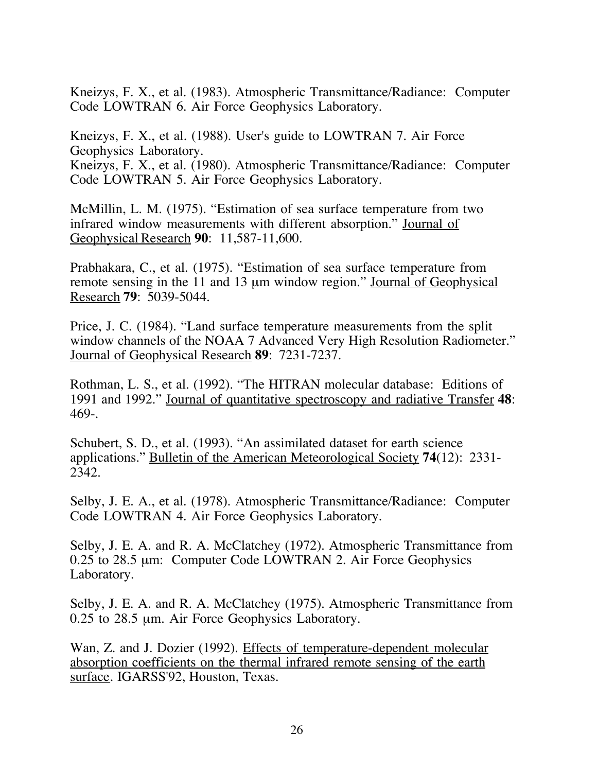Kneizys, F. X., et al. (1983). Atmospheric Transmittance/Radiance: Computer Code LOWTRAN 6. Air Force Geophysics Laboratory.

Kneizys, F. X., et al. (1988). User's guide to LOWTRAN 7. Air Force Geophysics Laboratory.
Kneizys, F. X., et al. (1980). Atmospheric Transmittance/Radiance: Computer Code LOWTRAN 5. Air Force Geophysics Laboratory.

McMillin, L. M. (1975). "Estimation of sea surface temperature from two infrared window measurements with different absorption." Journal of Geophysical Research **90**: 11,587-11,600.

Prabhakara, C., et al. (1975). "Estimation of sea surface temperature from remote sensing in the 11 and 13 μm window region." Journal of Geophysical Research **79**: 5039-5044.

Price, J. C. (1984). "Land surface temperature measurements from the split window channels of the NOAA 7 Advanced Very High Resolution Radiometer." Journal of Geophysical Research **89**: 7231-7237.

Rothman, L. S., et al. (1992). "The HITRAN molecular database: Editions of 1991 and 1992." Journal of quantitative spectroscopy and radiative Transfer **48**: 469-.

Schubert, S. D., et al. (1993). "An assimilated dataset for earth science applications." Bulletin of the American Meteorological Society **74**(12): 2331-2342.

Selby, J. E. A., et al. (1978). Atmospheric Transmittance/Radiance: Computer Code LOWTRAN 4. Air Force Geophysics Laboratory.

Selby, J. E. A. and R. A. McClatchey (1972). Atmospheric Transmittance from 0.25 to 28.5 μm: Computer Code LOWTRAN 2. Air Force Geophysics Laboratory.

Selby, J. E. A. and R. A. McClatchey (1975). Atmospheric Transmittance from 0.25 to 28.5 μm. Air Force Geophysics Laboratory.

Wan, Z. and J. Dozier (1992). Effects of temperature-dependent molecular absorption coefficients on the thermal infrared remote sensing of the earth surface. IGARSS'92, Houston, Texas.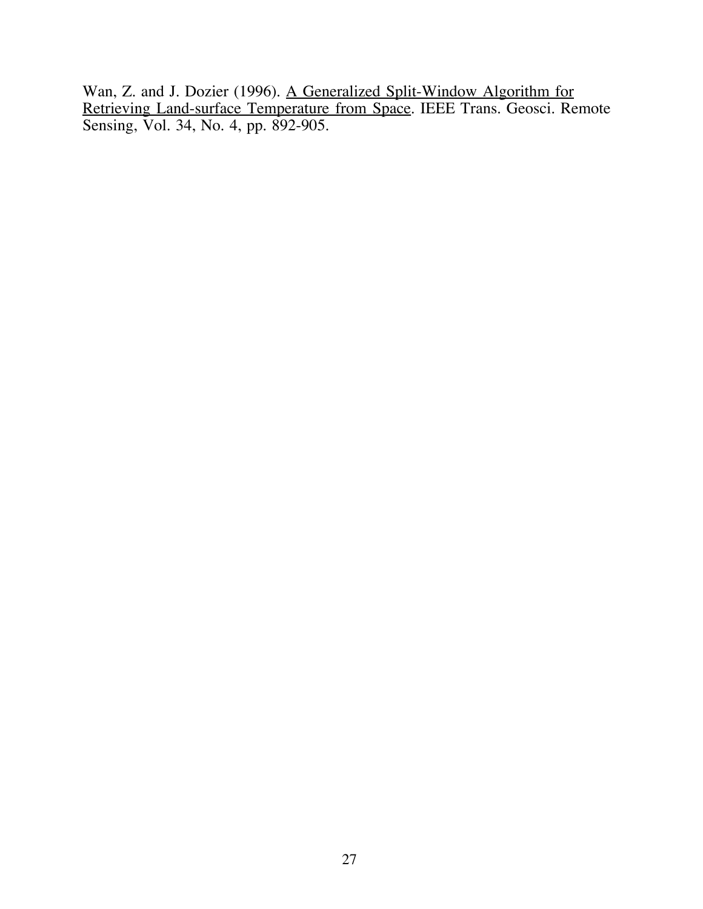Wan, Z. and J. Dozier (1996). A Generalized Split-Window Algorithm for Retrieving Land-surface Temperature from Space. IEEE Trans. Geosci. Remote Sensing, Vol. 34, No. 4, pp. 892-905.